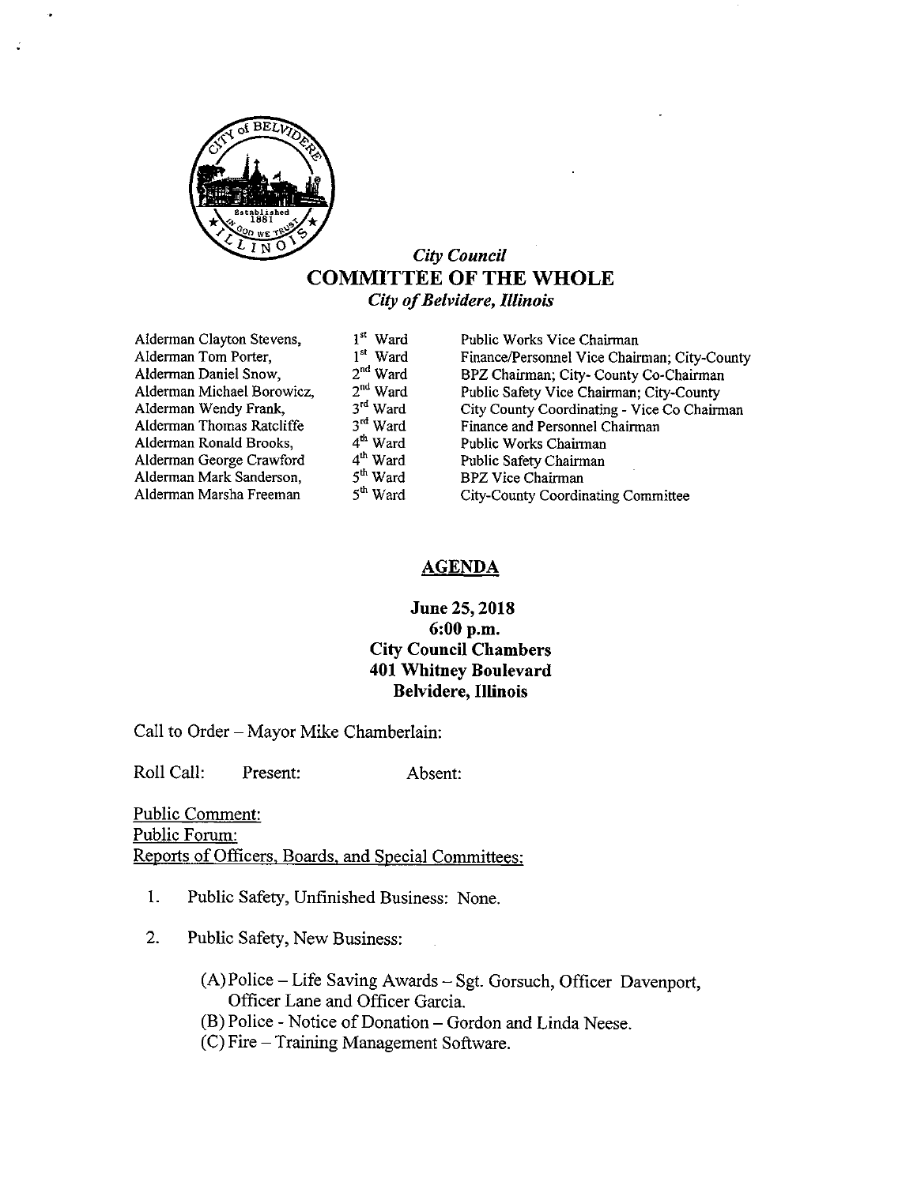*City Council*

# COMMITTEE OF THE WHOLE

*City of Belvidere, Illinois*

| | | |
|---|---|---|
| Alderman Clayton Stevens, | 1st Ward | Public Works Vice Chairman |
| Alderman Tom Porter, | 1st Ward | Finance/Personnel Vice Chairman; City-County |
| Alderman Daniel Snow, | 2nd Ward | BPZ Chairman; City- County Co-Chairman |
| Alderman Michael Borowicz, | 2nd Ward | Public Safety Vice Chairman; City-County |
| Alderman Wendy Frank, | 3rd Ward | City County Coordinating - Vice Co Chairman |
| Alderman Thomas Ratcliffe | 3rd Ward | Finance and Personnel Chairman |
| Alderman Ronald Brooks, | 4th Ward | Public Works Chairman |
| Alderman George Crawford | 4th Ward | Public Safety Chairman |
| Alderman Mark Sanderson, | 5th Ward | BPZ Vice Chairman |
| Alderman Marsha Freeman | 5th Ward | City-County Coordinating Committee |

## AGENDA

**June 25, 2018**
**6:00 p.m.**
**City Council Chambers**
**401 Whitney Boulevard**
**Belvidere, Illinois**

Call to Order – Mayor Mike Chamberlain:

Roll Call: Present: Absent:

Public Comment:
Public Forum:
Reports of Officers, Boards, and Special Committees:

1. Public Safety, Unfinished Business: None.

2. Public Safety, New Business:

   (A) Police – Life Saving Awards – Sgt. Gorsuch, Officer Davenport, Officer Lane and Officer Garcia.
   (B) Police - Notice of Donation – Gordon and Linda Neese.
   (C) Fire – Training Management Software.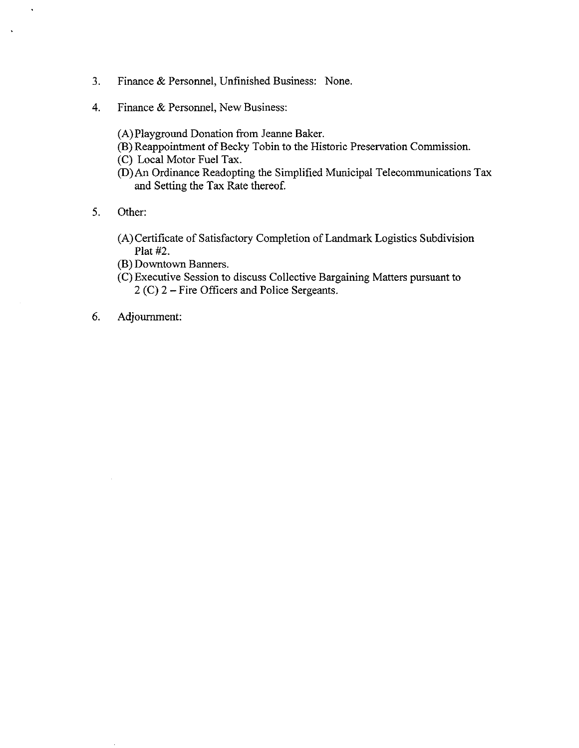3. Finance & Personnel, Unfinished Business: None.

4. Finance & Personnel, New Business:

   (A) Playground Donation from Jeanne Baker.
   (B) Reappointment of Becky Tobin to the Historic Preservation Commission.
   (C) Local Motor Fuel Tax.
   (D) An Ordinance Readopting the Simplified Municipal Telecommunications Tax and Setting the Tax Rate thereof.

5. Other:

   (A) Certificate of Satisfactory Completion of Landmark Logistics Subdivision Plat #2.
   (B) Downtown Banners.
   (C) Executive Session to discuss Collective Bargaining Matters pursuant to 2 (C) 2 – Fire Officers and Police Sergeants.

6. Adjournment: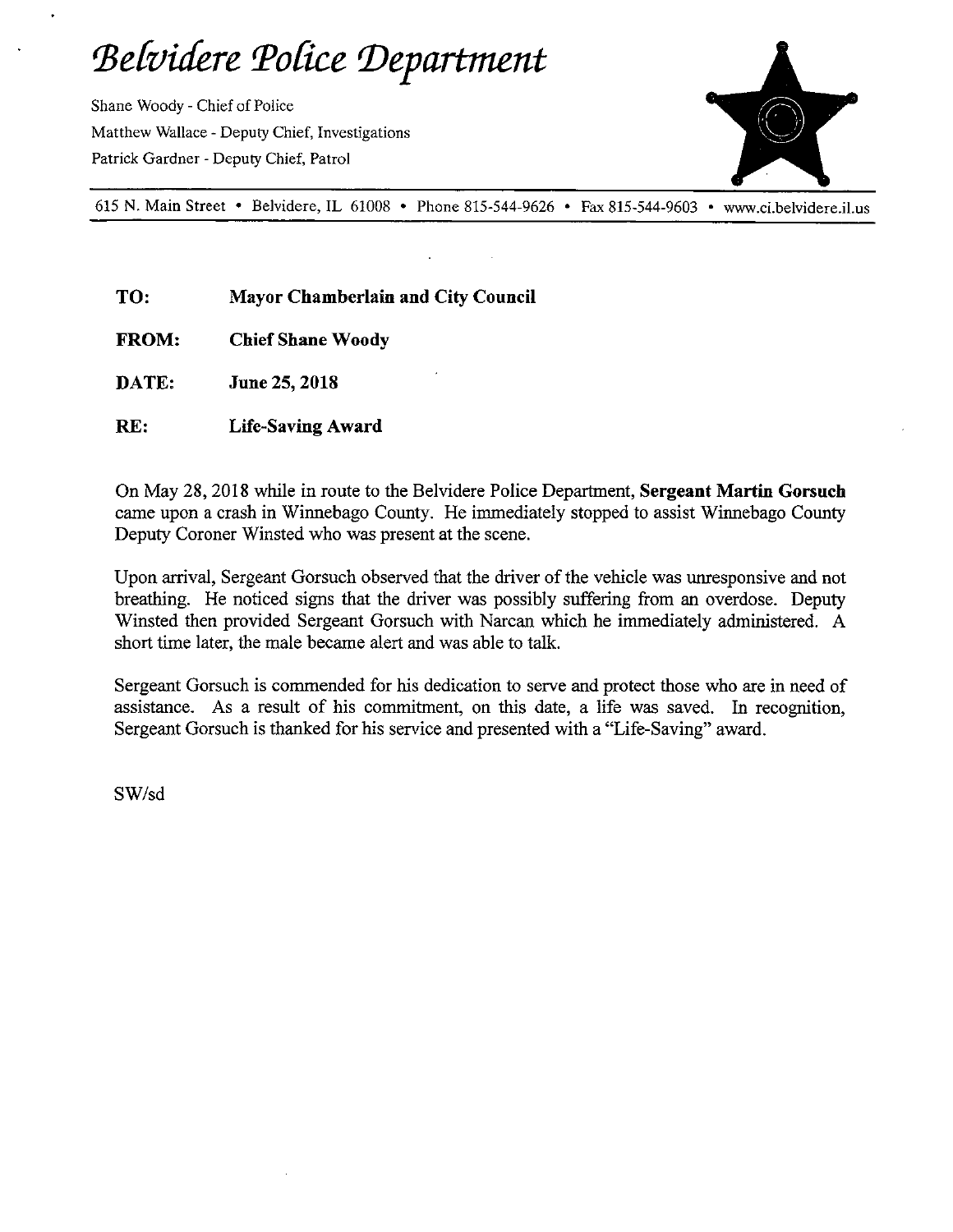# *Belvidere Police Department*

Shane Woody - Chief of Police
Matthew Wallace - Deputy Chief, Investigations
Patrick Gardner - Deputy Chief, Patrol

615 N. Main Street • Belvidere, IL 61008 • Phone 815-544-9626 • Fax 815-544-9603 • www.ci.belvidere.il.us

**TO:** **Mayor Chamberlain and City Council**

**FROM:** **Chief Shane Woody**

**DATE:** **June 25, 2018**

**RE:** **Life-Saving Award**

On May 28, 2018 while in route to the Belvidere Police Department, **Sergeant Martin Gorsuch** came upon a crash in Winnebago County. He immediately stopped to assist Winnebago County Deputy Coroner Winsted who was present at the scene.

Upon arrival, Sergeant Gorsuch observed that the driver of the vehicle was unresponsive and not breathing. He noticed signs that the driver was possibly suffering from an overdose. Deputy Winsted then provided Sergeant Gorsuch with Narcan which he immediately administered. A short time later, the male became alert and was able to talk.

Sergeant Gorsuch is commended for his dedication to serve and protect those who are in need of assistance. As a result of his commitment, on this date, a life was saved. In recognition, Sergeant Gorsuch is thanked for his service and presented with a "Life-Saving" award.

SW/sd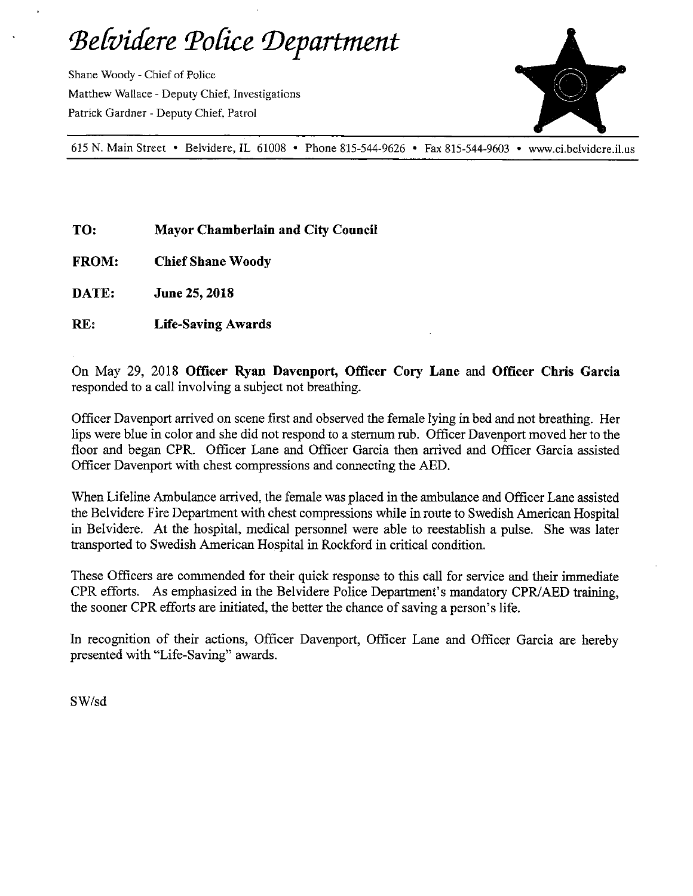# *Belvidere Police Department*

Shane Woody - Chief of Police
Matthew Wallace - Deputy Chief, Investigations
Patrick Gardner - Deputy Chief, Patrol

615 N. Main Street • Belvidere, IL 61008 • Phone 815-544-9626 • Fax 815-544-9603 • www.ci.belvidere.il.us

**TO:** **Mayor Chamberlain and City Council**

**FROM:** **Chief Shane Woody**

**DATE:** **June 25, 2018**

**RE:** **Life-Saving Awards**

On May 29, 2018 **Officer Ryan Davenport, Officer Cory Lane** and **Officer Chris Garcia** responded to a call involving a subject not breathing.

Officer Davenport arrived on scene first and observed the female lying in bed and not breathing. Her lips were blue in color and she did not respond to a sternum rub. Officer Davenport moved her to the floor and began CPR. Officer Lane and Officer Garcia then arrived and Officer Garcia assisted Officer Davenport with chest compressions and connecting the AED.

When Lifeline Ambulance arrived, the female was placed in the ambulance and Officer Lane assisted the Belvidere Fire Department with chest compressions while in route to Swedish American Hospital in Belvidere. At the hospital, medical personnel were able to reestablish a pulse. She was later transported to Swedish American Hospital in Rockford in critical condition.

These Officers are commended for their quick response to this call for service and their immediate CPR efforts. As emphasized in the Belvidere Police Department's mandatory CPR/AED training, the sooner CPR efforts are initiated, the better the chance of saving a person's life.

In recognition of their actions, Officer Davenport, Officer Lane and Officer Garcia are hereby presented with "Life-Saving" awards.

SW/sd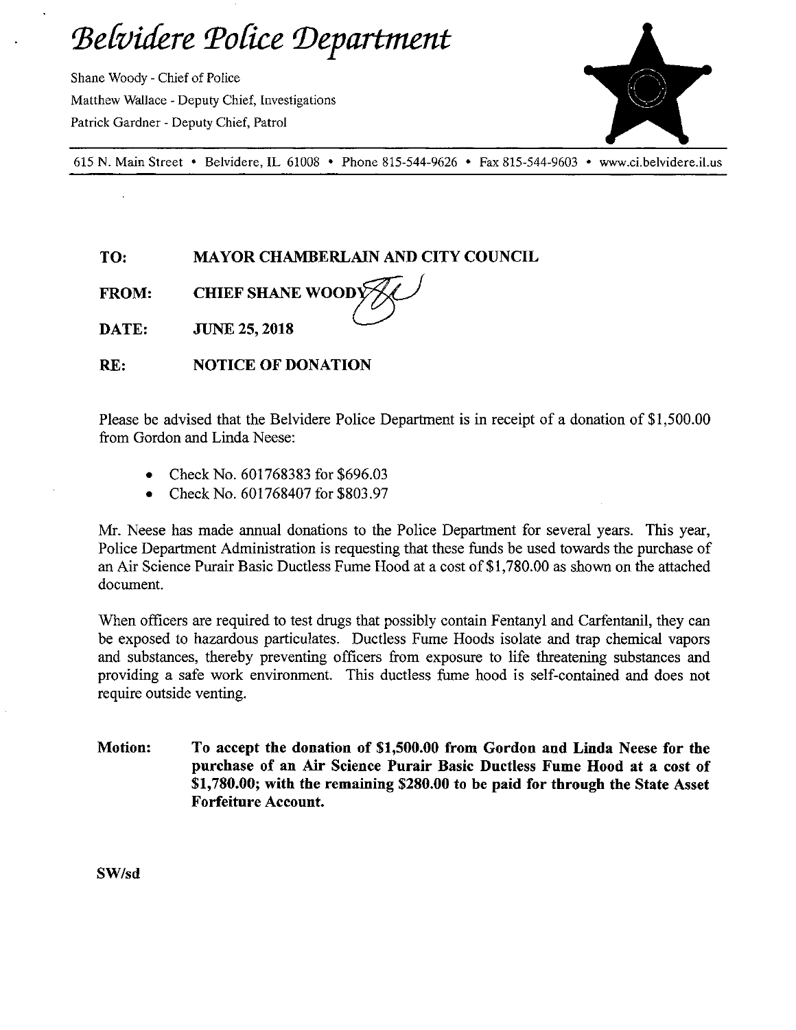# Belvidere Police Department

Shane Woody - Chief of Police
Matthew Wallace - Deputy Chief, Investigations
Patrick Gardner - Deputy Chief, Patrol

615 N. Main Street • Belvidere, IL 61008 • Phone 815-544-9626 • Fax 815-544-9603 • www.ci.belvidere.il.us

**TO:** MAYOR CHAMBERLAIN AND CITY COUNCIL

**FROM:** CHIEF SHANE WOODY

**DATE:** JUNE 25, 2018

**RE:** NOTICE OF DONATION

Please be advised that the Belvidere Police Department is in receipt of a donation of $1,500.00 from Gordon and Linda Neese:

- Check No. 601768383 for $696.03
- Check No. 601768407 for $803.97

Mr. Neese has made annual donations to the Police Department for several years. This year, Police Department Administration is requesting that these funds be used towards the purchase of an Air Science Purair Basic Ductless Fume Hood at a cost of $1,780.00 as shown on the attached document.

When officers are required to test drugs that possibly contain Fentanyl and Carfentanil, they can be exposed to hazardous particulates. Ductless Fume Hoods isolate and trap chemical vapors and substances, thereby preventing officers from exposure to life threatening substances and providing a safe work environment. This ductless fume hood is self-contained and does not require outside venting.

**Motion:** **To accept the donation of $1,500.00 from Gordon and Linda Neese for the purchase of an Air Science Purair Basic Ductless Fume Hood at a cost of $1,780.00; with the remaining $280.00 to be paid for through the State Asset Forfeiture Account.**

**SW/sd**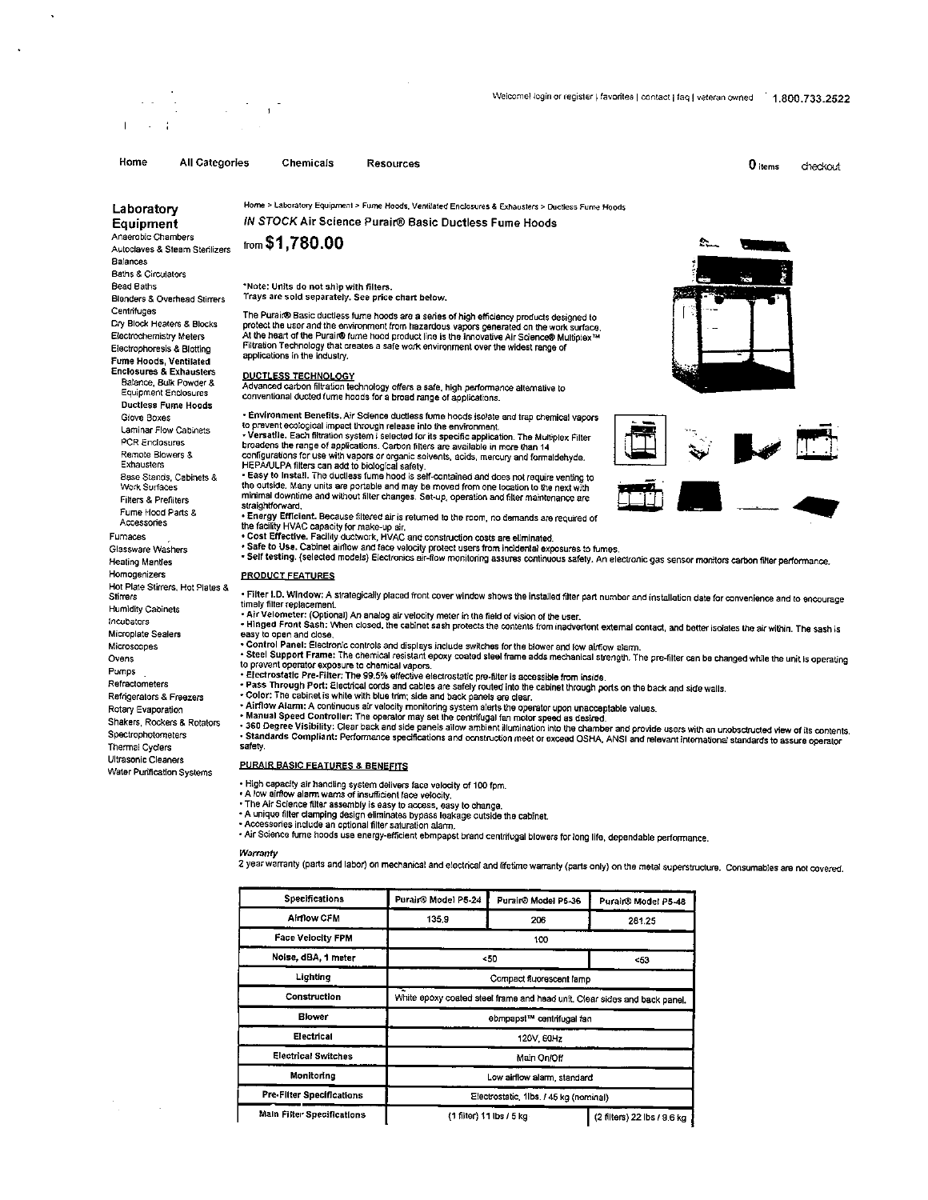Welcome! login or register | favorites | contact | faq | veteran owned 1.800.733.2522

Home All Categories Chemicals Resources 0 items checkout

## Laboratory Equipment

- Anaerobic Chambers
- Autoclaves & Steam Sterilizers
- Balances
- Baths & Circulators
- Bead Baths
- Blenders & Overhead Stirrers
- Centrifuges
- Dry Block Heaters & Blocks
- Electrochemistry Meters
- Electrophoresis & Blotting
- **Fume Hoods, Ventilated Enclosures & Exhausters**
  - Balance, Bulk Powder & Equipment Enclosures
  - **Ductless Fume Hoods**
  - Glove Boxes
  - Laminar Flow Cabinets
  - PCR Enclosures
  - Remote Blowers & Exhausters
  - Base Stands, Cabinets & Work Surfaces
  - Filters & Prefilters
  - Fume Hood Parts & Accessories
- Furnaces
- Glassware Washers
- Heating Mantles
- Homogenizers
- Hot Plate Stirrers, Hot Plates & Stirrers
- Humidity Cabinets
- Incubators
- Microplate Sealers
- Microscopes
- Ovens
- Pumps
- Refractometers
- Refrigerators & Freezers
- Rotary Evaporation
- Shakers, Rockers & Rotators
- Spectrophotometers
- Thermal Cyclers
- Ultrasonic Cleaners
- Water Purification Systems

Home > Laboratory Equipment > Fume Hoods, Ventilated Enclosures & Exhausters > Ductless Fume Hoods

## *IN STOCK* Air Science Purair® Basic Ductless Fume Hoods

from **$1,780.00**

**\*Note: Units do not ship with filters.**
Trays are sold separately. See price chart below.

The Purair® Basic ductless fume hoods are a series of high efficiency products designed to protect the user and the environment from hazardous vapors generated on the work surface. At the heart of the Purair® fume hood product line is the innovative Air Science® Multiplex™ Filtration Technology that creates a safe work environment over the widest range of applications in the industry.

### DUCTLESS TECHNOLOGY

Advanced carbon filtration technology offers a safe, high performance alternative to conventional ducted fume hoods for a broad range of applications.

- **Environment Benefits.** Air Science ductless fume hoods isolate and trap chemical vapors to prevent ecological impact through release into the environment.
- **Versatile.** Each filtration system i selected for its specific application. The Multiplex Filter broadens the range of applications. Carbon filters are available in more than 14 configurations for use with vapors or organic solvents, acids, mercury and formaldehyde. HEPA/ULPA filters can add to biological safety.
- **Easy to Install.** The ductless fume hood is self-contained and does not require venting to the outside. Many units are portable and may be moved from one location to the next with minimal downtime and without filter changes. Set-up, operation and filter maintenance are straightforward.
- **Energy Efficient.** Because filtered air is returned to the room, no demands are required of the facility HVAC capacity for make-up air.
- **Cost Effective.** Facility ductwork, HVAC and construction costs are eliminated.
- **Safe to Use.** Cabinet airflow and face velocity protect users from incidental exposures to fumes.
- **Self testing.** (selected models) Electronics air-flow monitoring assures continuous safety. An electronic gas sensor monitors carbon filter performance.

### PRODUCT FEATURES

- **Filter I.D. Window:** A strategically placed front cover window shows the installed filter part number and installation date for convenience and to encourage timely filter replacement.
- **Air Velometer:** (Optional) An analog air velocity meter in the field of vision of the user.
- **Hinged Front Sash:** When closed, the cabinet sash protects the contents from inadvertent external contact, and better isolates the air within. The sash is easy to open and close.
- **Control Panel:** Electronic controls and displays include switches for the blower and low airflow alarm.
- **Steel Support Frame:** The chemical resistant epoxy coated steel frame adds mechanical strength. The pre-filter can be changed while the unit is operating to prevent operator exposure to chemical vapors.
- **Electrostatic Pre-Filter:** The 99.5% effective electrostatic pre-filter is accessible from inside.
- **Pass Through Port:** Electrical cords and cables are safely routed into the cabinet through ports on the back and side walls.
- **Color:** The cabinet is white with blue trim; side and back panels are clear.
- **Airflow Alarm:** A continuous air velocity monitoring system alerts the operator upon unacceptable values.
- **Manual Speed Controller:** The operator may set the centrifugal fan motor speed as desired.
- **360 Degree Visibility:** Clear back and side panels allow ambient illumination into the chamber and provide users with an unobstructed view of its contents.
- **Standards Compliant:** Performance specifications and construction meet or exceed OSHA, ANSI and relevant international standards to assure operator safety.

### PURAIR BASIC FEATURES & BENEFITS

- High capacity air handling system delivers face velocity of 100 fpm.
- A low airflow alarm warns of insufficient face velocity.
- The Air Science filter assembly is easy to access, easy to change.
- A unique filter clamping design eliminates bypass leakage outside the cabinet.
- Accessories include an optional filter saturation alarm.
- Air Science fume hoods use energy-efficient ebmpapst brand centrifugal blowers for long life, dependable performance.

*Warranty*
2 year warranty (parts and labor) on mechanical and electrical and lifetime warranty (parts only) on the metal superstructure. Consumables are not covered.

| Specifications | Purair® Model P5-24 | Purair® Model P5-36 | Purair® Model P5-48 |
|---|---|---|---|
| Airflow CFM | 135.9 | 206 | 281.25 |
| Face Velocity FPM | 100 | | |
| Noise, dBA, 1 meter | <50 | | <53 |
| Lighting | Compact fluorescent lamp | | |
| Construction | White epoxy coated steel frame and head unit. Clear sides and back panel. | | |
| Blower | ebmpapst™ centrifugal fan | | |
| Electrical | 120V, 60Hz | | |
| Electrical Switches | Main On/Off | | |
| Monitoring | Low airflow alarm, standard | | |
| Pre-Filter Specifications | Electrostatic, 1lbs. / 45 kg (nominal) | | |
| Main Filter Specifications | (1 filter) 11 lbs / 5 kg | | (2 filters) 22 lbs / 9.6 kg |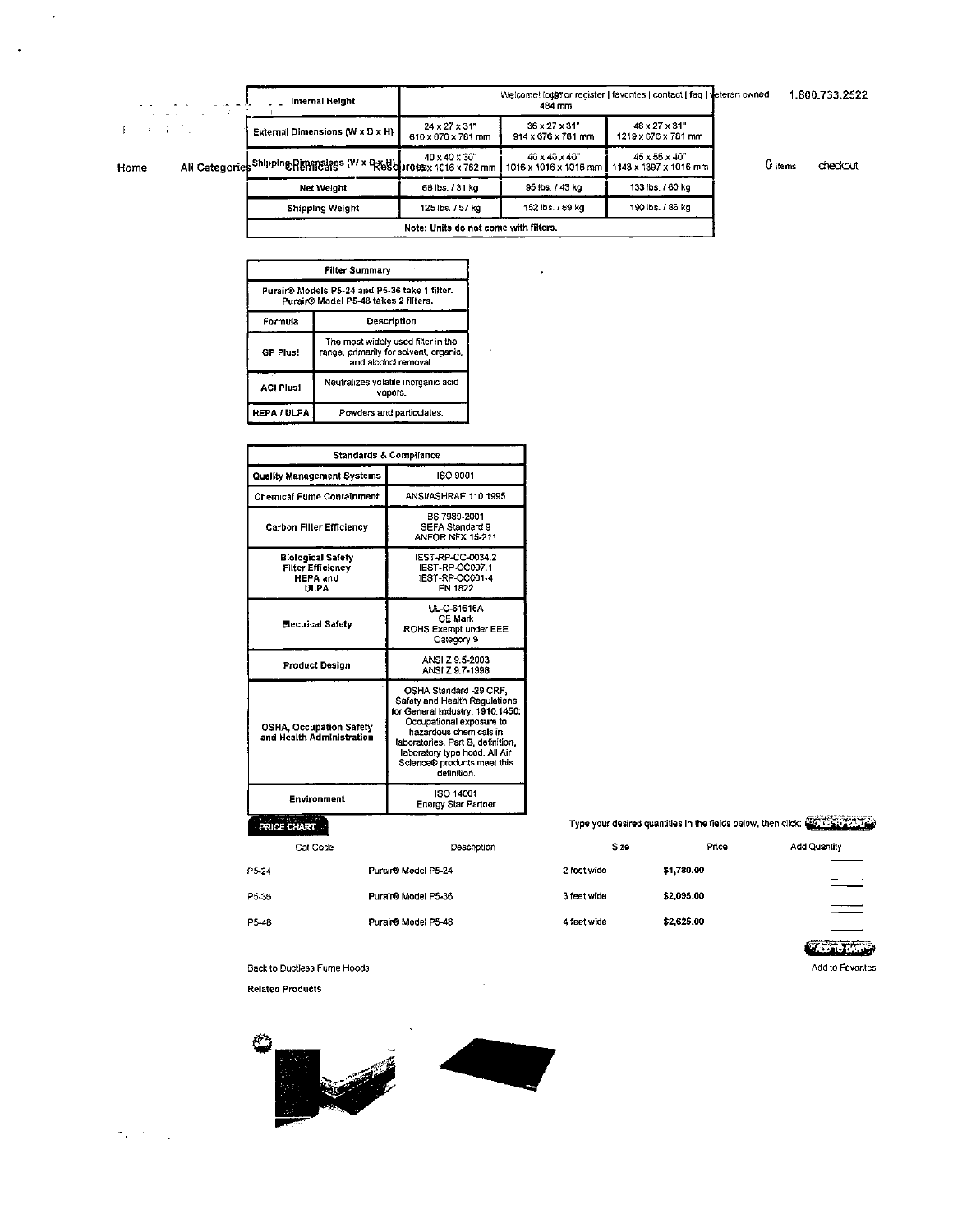Welcome! logon or register | favorites | contact | faq | veteran owned 1.800.733.2522

Home All Categories Chemicals Resources 0 items checkout

| Internal Height | 484 mm | | |
|---|---|---|---|
| External Dimensions (W x D x H) | 24 x 27 x 31"<br>610 x 676 x 781 mm | 36 x 27 x 31"<br>914 x 676 x 781 mm | 48 x 27 x 31"<br>1219 x 676 x 781 mm |
| Shipping Dimensions (W x D x H) | 40 x 40 x 30"<br>1016 x 1016 x 762 mm | 40 x 40 x 40"<br>1016 x 1016 x 1016 mm | 45 x 55 x 40"<br>1143 x 1397 x 1016 mm |
| Net Weight | 68 lbs. / 31 kg | 95 lbs. / 43 kg | 133 lbs. / 60 kg |
| Shipping Weight | 125 lbs. / 57 kg | 152 lbs. / 69 kg | 190 lbs. / 86 kg |
| Note: Units do not come with filters. | | | |

| Filter Summary | |
|---|---|
| Purair® Models P5-24 and P5-36 take 1 filter. Purair® Model P5-48 takes 2 filters. | |
| **Formula** | **Description** |
| GP Plus! | The most widely used filter in the range, primarily for solvent, organic, and alcohol removal. |
| ACI Plus! | Neutralizes volatile inorganic acid vapors. |
| HEPA / ULPA | Powders and particulates. |

| Standards & Compliance | |
|---|---|
| Quality Management Systems | ISO 9001 |
| Chemical Fume Containment | ANSI/ASHRAE 110 1995 |
| Carbon Filter Efficiency | BS 7989-2001<br>SEFA Standard 9<br>ANFOR NFX 15-211 |
| Biological Safety Filter Efficiency HEPA and ULPA | IEST-RP-CC-0034.2<br>IEST-RP-CC007.1<br>IEST-RP-CC001-4<br>EN 1822 |
| Electrical Safety | UL-C-61616A<br>CE Mark<br>ROHS Exempt under EEE Category 9 |
| Product Design | ANSI Z 9.5-2003<br>ANSI Z 9.7-1998 |
| OSHA, Occupation Safety and Health Administration | OSHA Standard -29 CRF, Safety and Health Regulations for General Industry, 1910.1450; Occupational exposure to hazardous chemicals in laboratories. Part B, definition, laboratory type hood. All Air Science® products meet this definition. |
| Environment | ISO 14001<br>Energy Star Partner |

**PRICE CHART**

Type your desired quantities in the fields below, then click: ADD TO CART

| Cat Code | Description | Size | Price | Add Quantity |
|---|---|---|---|---|
| P5-24 | Purair® Model P5-24 | 2 feet wide | **$1,780.00** | |
| P5-36 | Purair® Model P5-36 | 3 feet wide | **$2,095.00** | |
| P5-48 | Purair® Model P5-48 | 4 feet wide | **$2,625.00** | |

ADD TO CART

Back to Ductless Fume Hoods

Add to Favorites

**Related Products**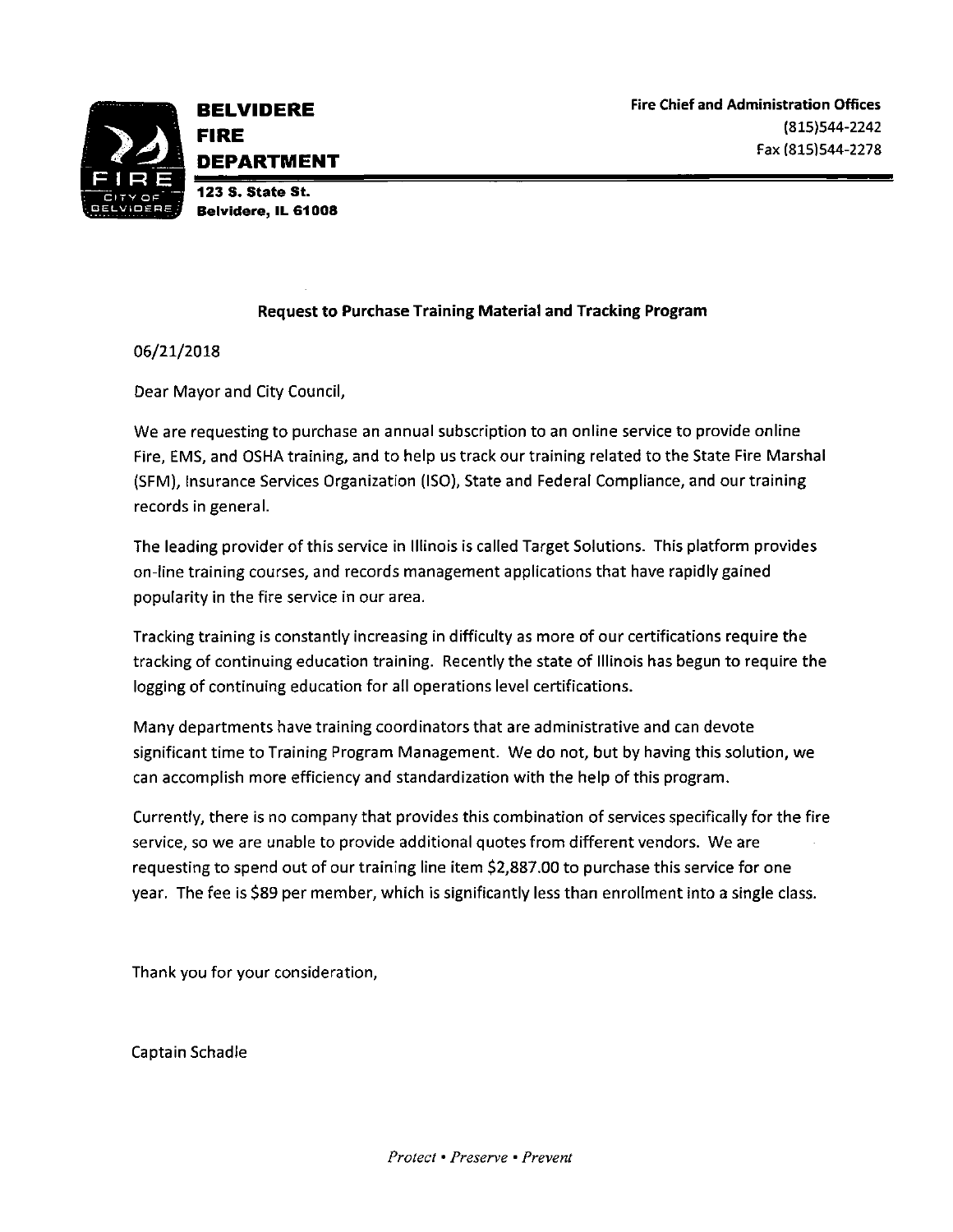**BELVIDERE FIRE DEPARTMENT**

123 S. State St.
Belvidere, IL 61008

Fire Chief and Administration Offices
(815)544-2242
Fax (815)544-2278

**Request to Purchase Training Material and Tracking Program**

06/21/2018

Dear Mayor and City Council,

We are requesting to purchase an annual subscription to an online service to provide online Fire, EMS, and OSHA training, and to help us track our training related to the State Fire Marshal (SFM), Insurance Services Organization (ISO), State and Federal Compliance, and our training records in general.

The leading provider of this service in Illinois is called Target Solutions. This platform provides on-line training courses, and records management applications that have rapidly gained popularity in the fire service in our area.

Tracking training is constantly increasing in difficulty as more of our certifications require the tracking of continuing education training. Recently the state of Illinois has begun to require the logging of continuing education for all operations level certifications.

Many departments have training coordinators that are administrative and can devote significant time to Training Program Management. We do not, but by having this solution, we can accomplish more efficiency and standardization with the help of this program.

Currently, there is no company that provides this combination of services specifically for the fire service, so we are unable to provide additional quotes from different vendors. We are requesting to spend out of our training line item $2,887.00 to purchase this service for one year. The fee is $89 per member, which is significantly less than enrollment into a single class.

Thank you for your consideration,

Captain Schadle

*Protect • Preserve • Prevent*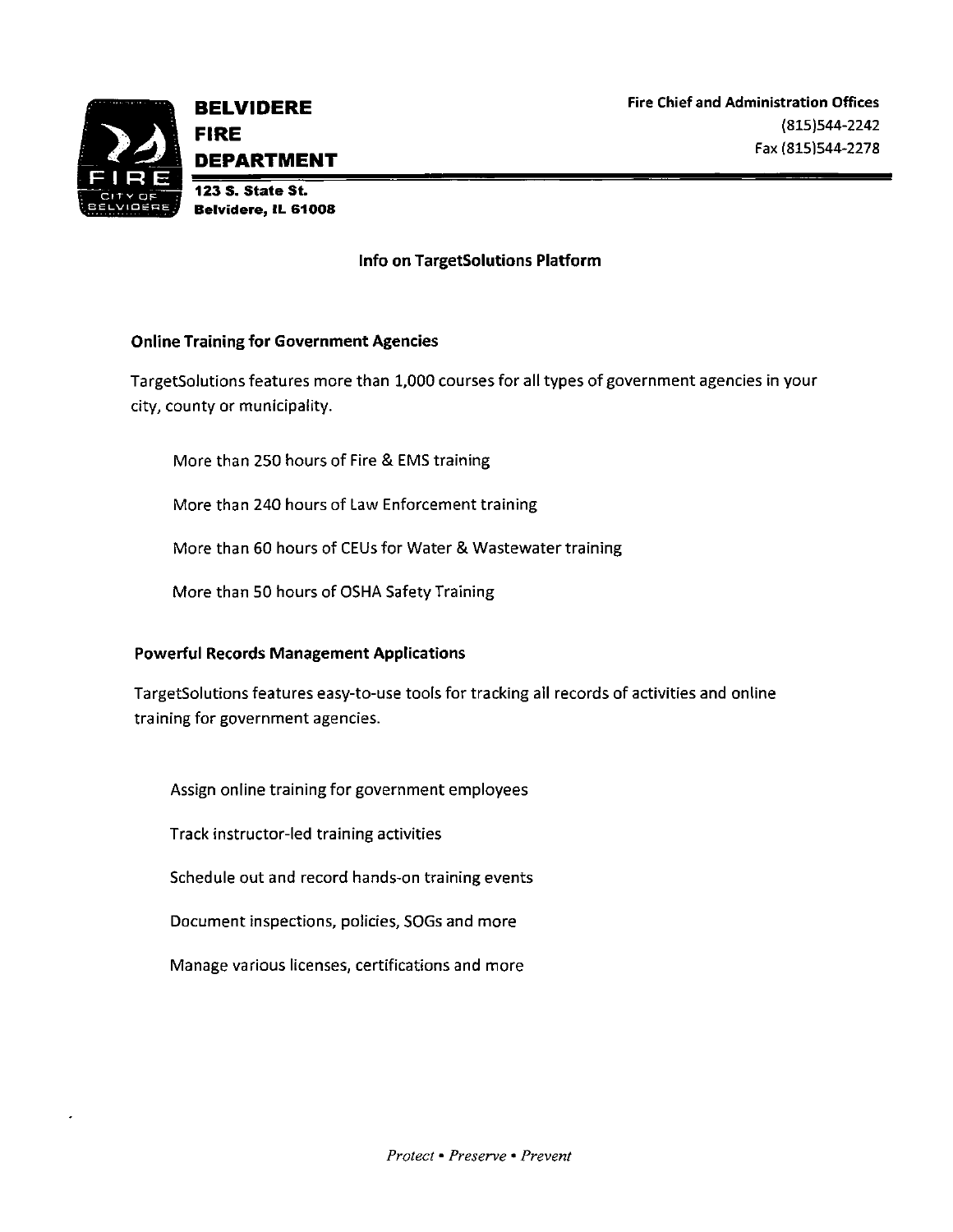**BELVIDERE FIRE DEPARTMENT**

123 S. State St.
Belvidere, IL 61008

**Fire Chief and Administration Offices**
(815)544-2242
Fax (815)544-2278

## Info on TargetSolutions Platform

### Online Training for Government Agencies

TargetSolutions features more than 1,000 courses for all types of government agencies in your city, county or municipality.

- More than 250 hours of Fire & EMS training
- More than 240 hours of Law Enforcement training
- More than 60 hours of CEUs for Water & Wastewater training
- More than 50 hours of OSHA Safety Training

### Powerful Records Management Applications

TargetSolutions features easy-to-use tools for tracking all records of activities and online training for government agencies.

- Assign online training for government employees
- Track instructor-led training activities
- Schedule out and record hands-on training events
- Document inspections, policies, SOGs and more
- Manage various licenses, certifications and more

*Protect • Preserve • Prevent*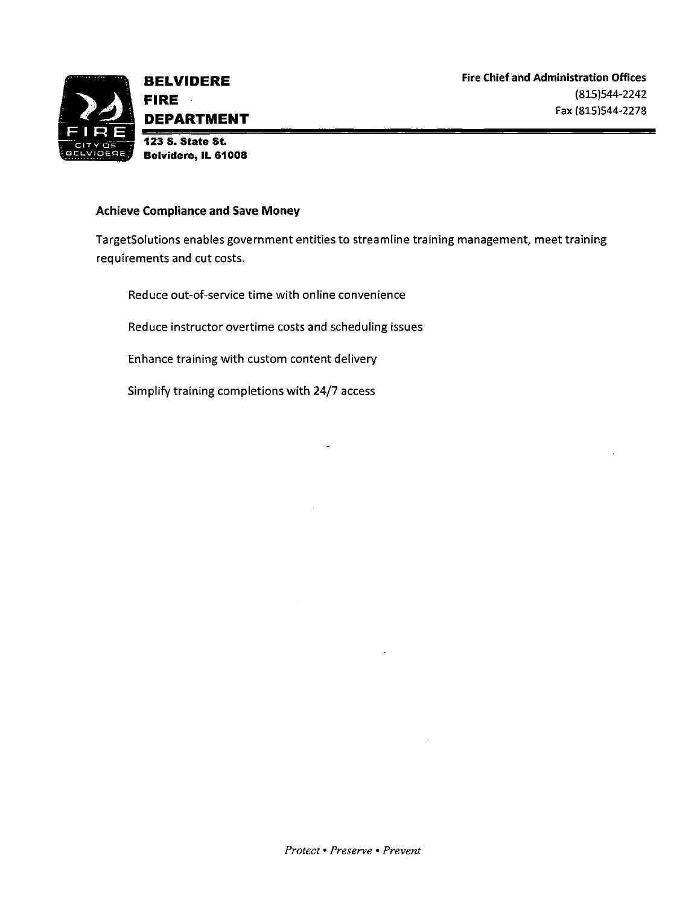**BELVIDERE FIRE DEPARTMENT**

123 S. State St.
Belvidere, IL 61008

**Fire Chief and Administration Offices**
(815)544-2242
Fax (815)544-2278

**Achieve Compliance and Save Money**

TargetSolutions enables government entities to streamline training management, meet training requirements and cut costs.

Reduce out-of-service time with online convenience

Reduce instructor overtime costs and scheduling issues

Enhance training with custom content delivery

Simplify training completions with 24/7 access

*Protect • Preserve • Prevent*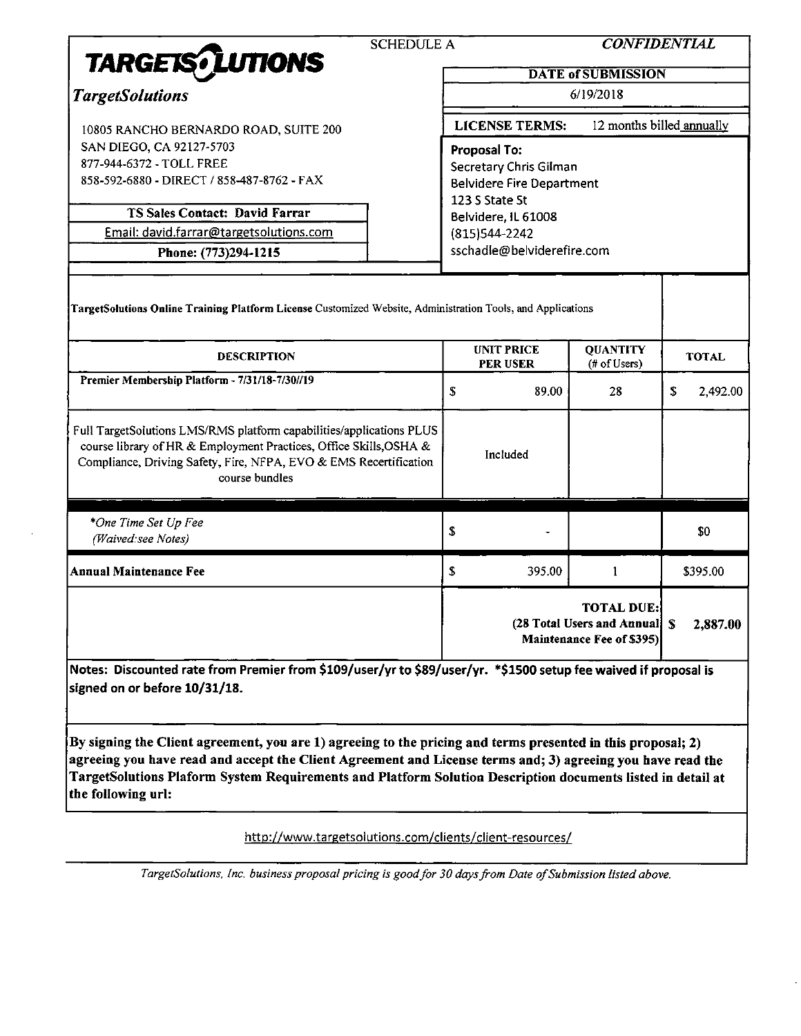# TARGETSOLUTIONS

SCHEDULE A

***CONFIDENTIAL***

***TargetSolutions***

10805 RANCHO BERNARDO ROAD, SUITE 200
SAN DIEGO, CA 92127-5703
877-944-6372 - TOLL FREE
858-592-6880 - DIRECT / 858-487-8762 - FAX

**TS Sales Contact: David Farrar**
Email: david.farrar@targetsolutions.com
**Phone: (773)294-1215**

**DATE of SUBMISSION**
6/19/2018

**LICENSE TERMS:** 12 months billed annually

**Proposal To:**
Secretary Chris Gilman
Belvidere Fire Department
123 S State St
Belvidere, IL 61008
(815)544-2242
sschadle@belviderefire.com

**TargetSolutions Online Training Platform License** Customized Website, Administration Tools, and Applications

| DESCRIPTION | UNIT PRICE PER USER | QUANTITY (# of Users) | TOTAL |
|---|---|---|---|
| **Premier Membership Platform - 7/31/18-7/30//19** | $ 89.00 | 28 | $ 2,492.00 |
| Full TargetSolutions LMS/RMS platform capabilities/applications PLUS course library of HR & Employment Practices, Office Skills,OSHA & Compliance, Driving Safety, Fire, NFPA, EVO & EMS Recertification course bundles | Included | | |
| **One Time Set Up Fee* *(Waived:see Notes)* | $ - | | $0 |
| **Annual Maintenance Fee** | $ 395.00 | 1 | $395.00 |
| | **TOTAL DUE: (28 Total Users and Annual Maintenance Fee of $395)** | | **$ 2,887.00** |

**Notes: Discounted rate from Premier from $109/user/yr to $89/user/yr. *$1500 setup fee waived if proposal is signed on or before 10/31/18.**

**By signing the Client agreement, you are 1) agreeing to the pricing and terms presented in this proposal; 2) agreeing you have read and accept the Client Agreement and License terms and; 3) agreeing you have read the TargetSolutions Plaform System Requirements and Platform Solution Description documents listed in detail at the following url:**

http://www.targetsolutions.com/clients/client-resources/

*TargetSolutions, Inc. business proposal pricing is good for 30 days from Date of Submission listed above.*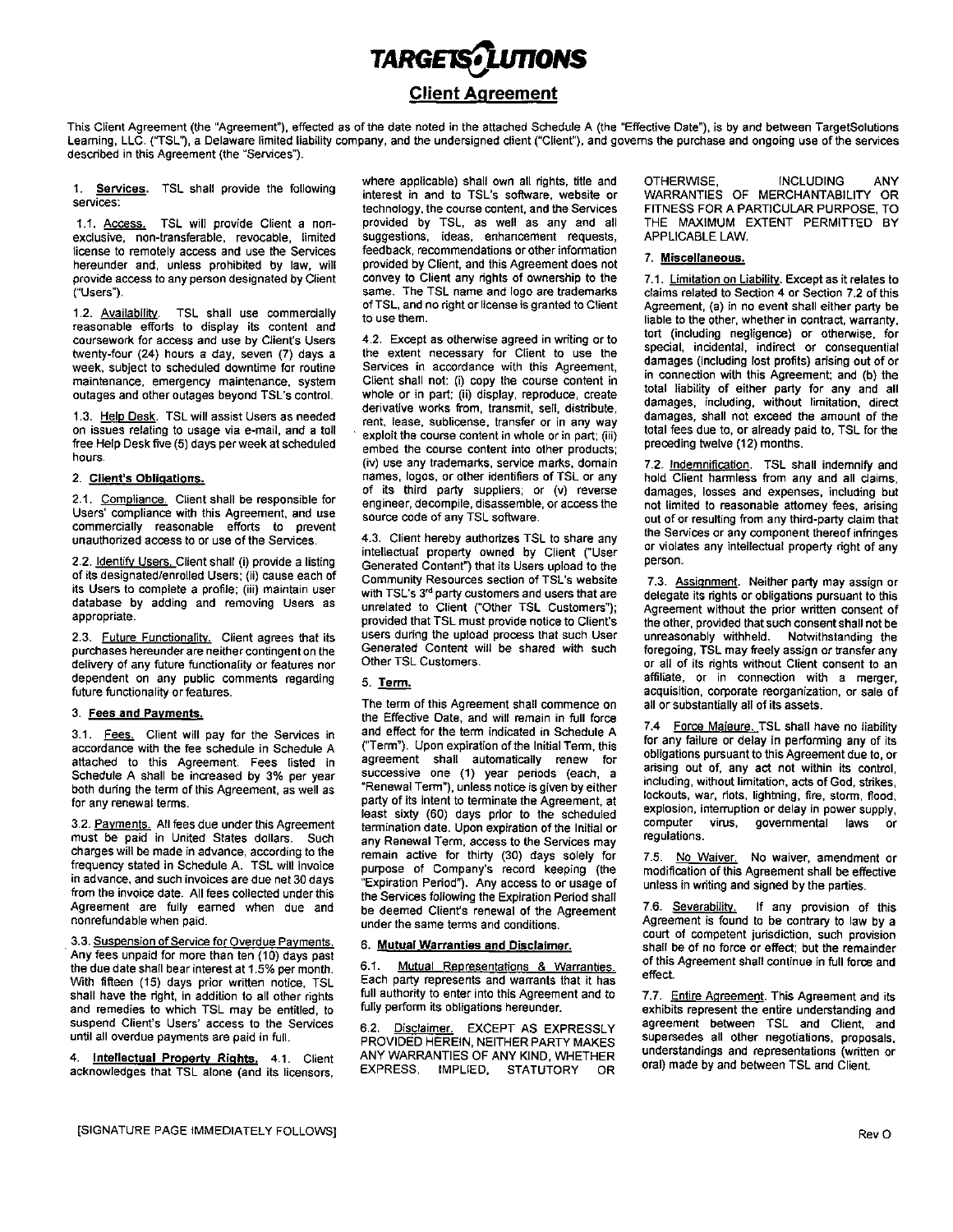# TARGETSOLUTIONS

## Client Agreement

This Client Agreement (the "Agreement"), effected as of the date noted in the attached Schedule A (the "Effective Date"), is by and between TargetSolutions Learning, LLC. ("TSL"), a Delaware limited liability company, and the undersigned client ("Client"), and governs the purchase and ongoing use of the services described in this Agreement (the "Services").

1. **Services.** TSL shall provide the following services:

1.1. Access. TSL will provide Client a non-exclusive, non-transferable, revocable, limited license to remotely access and use the Services hereunder and, unless prohibited by law, will provide access to any person designated by Client ("Users").

1.2. Availability. TSL shall use commercially reasonable efforts to display its content and coursework for access and use by Client's Users twenty-four (24) hours a day, seven (7) days a week, subject to scheduled downtime for routine maintenance, emergency maintenance, system outages and other outages beyond TSL's control.

1.3. Help Desk. TSL will assist Users as needed on issues relating to usage via e-mail, and a toll free Help Desk five (5) days per week at scheduled hours.

2. **Client's Obligations.**

2.1. Compliance. Client shall be responsible for Users' compliance with this Agreement, and use commercially reasonable efforts to prevent unauthorized access to or use of the Services.

2.2. Identify Users. Client shall (i) provide a listing of its designated/enrolled Users; (ii) cause each of its Users to complete a profile; (iii) maintain user database by adding and removing Users as appropriate.

2.3. Future Functionality. Client agrees that its purchases hereunder are neither contingent on the delivery of any future functionality or features nor dependent on any public comments regarding future functionality or features.

3. **Fees and Payments.**

3.1. Fees. Client will pay for the Services in accordance with the fee schedule in Schedule A attached to this Agreement. Fees listed in Schedule A shall be increased by 3% per year both during the term of this Agreement, as well as for any renewal terms.

3.2. Payments. All fees due under this Agreement must be paid in United States dollars. Such charges will be made in advance, according to the frequency stated in Schedule A. TSL will invoice in advance, and such invoices are due net 30 days from the invoice date. All fees collected under this Agreement are fully earned when due and nonrefundable when paid.

3.3. Suspension of Service for Overdue Payments. Any fees unpaid for more than ten (10) days past the due date shall bear interest at 1.5% per month. With fifteen (15) days prior written notice, TSL shall have the right, in addition to all other rights and remedies to which TSL may be entitled, to suspend Client's Users' access to the Services until all overdue payments are paid in full.

4. **Intellectual Property Rights.** 4.1. Client acknowledges that TSL alone (and its licensors, where applicable) shall own all rights, title and interest in and to TSL's software, website or technology, the course content, and the Services provided by TSL, as well as any and all suggestions, ideas, enhancement requests, feedback, recommendations or other information provided by Client, and this Agreement does not convey to Client any rights of ownership to the same. The TSL name and logo are trademarks of TSL, and no right or license is granted to Client to use them.

4.2. Except as otherwise agreed in writing or to the extent necessary for Client to use the Services in accordance with this Agreement, Client shall not: (i) copy the course content in whole or in part; (ii) display, reproduce, create derivative works from, transmit, sell, distribute, rent, lease, sublicense, transfer or in any way exploit the course content in whole or in part; (iii) embed the course content into other products; (iv) use any trademarks, service marks, domain names, logos, or other identifiers of TSL or any of its third party suppliers; or (v) reverse engineer, decompile, disassemble, or access the source code of any TSL software.

4.3. Client hereby authorizes TSL to share any intellectual property owned by Client ("User Generated Content") that its Users upload to the Community Resources section of TSL's website with TSL's 3rd party customers and users that are unrelated to Client ("Other TSL Customers"); provided that TSL must provide notice to Client's users during the upload process that such User Generated Content will be shared with such Other TSL Customers.

5. **Term.**

The term of this Agreement shall commence on the Effective Date, and will remain in full force and effect for the term indicated in Schedule A ("Term"). Upon expiration of the Initial Term, this agreement shall automatically renew for successive one (1) year periods (each, a "Renewal Term"), unless notice is given by either party of its intent to terminate the Agreement, at least sixty (60) days prior to the scheduled termination date. Upon expiration of the Initial or any Renewal Term, access to the Services may remain active for thirty (30) days solely for purpose of Company's record keeping (the "Expiration Period"). Any access to or usage of the Services following the Expiration Period shall be deemed Client's renewal of the Agreement under the same terms and conditions.

6. **Mutual Warranties and Disclaimer.**

6.1. Mutual Representations & Warranties. Each party represents and warrants that it has full authority to enter into this Agreement and to fully perform its obligations hereunder.

6.2. Disclaimer. EXCEPT AS EXPRESSLY PROVIDED HEREIN, NEITHER PARTY MAKES ANY WARRANTIES OF ANY KIND, WHETHER EXPRESS, IMPLIED, STATUTORY OR OTHERWISE, INCLUDING ANY WARRANTIES OF MERCHANTABILITY OR FITNESS FOR A PARTICULAR PURPOSE, TO THE MAXIMUM EXTENT PERMITTED BY APPLICABLE LAW.

7. **Miscellaneous.**

7.1. Limitation on Liability. Except as it relates to claims related to Section 4 or Section 7.2 of this Agreement, (a) in no event shall either party be liable to the other, whether in contract, warranty, tort (including negligence) or otherwise, for special, incidental, indirect or consequential damages (including lost profits) arising out of or in connection with this Agreement; and (b) the total liability of either party for any and all damages, including, without limitation, direct damages, shall not exceed the amount of the total fees due to, or already paid to, TSL for the preceding twelve (12) months.

7.2. Indemnification. TSL shall indemnify and hold Client harmless from any and all claims, damages, losses and expenses, including but not limited to reasonable attorney fees, arising out of or resulting from any third-party claim that the Services or any component thereof infringes or violates any intellectual property right of any person.

7.3. Assignment. Neither party may assign or delegate its rights or obligations pursuant to this Agreement without the prior written consent of the other, provided that such consent shall not be unreasonably withheld. Notwithstanding the foregoing, TSL may freely assign or transfer any or all of its rights without Client consent to an affiliate, or in connection with a merger, acquisition, corporate reorganization, or sale of all or substantially all of its assets.

7.4 Force Majeure. TSL shall have no liability for any failure or delay in performing any of its obligations pursuant to this Agreement due to, or arising out of, any act not within its control, including, without limitation, acts of God, strikes, lockouts, war, riots, lightning, fire, storm, flood, explosion, interruption or delay in power supply, computer virus, governmental laws or regulations.

7.5. No Waiver. No waiver, amendment or modification of this Agreement shall be effective unless in writing and signed by the parties.

7.6. Severability. If any provision of this Agreement is found to be contrary to law by a court of competent jurisdiction, such provision shall be of no force or effect; but the remainder of this Agreement shall continue in full force and effect.

7.7. Entire Agreement. This Agreement and its exhibits represent the entire understanding and agreement between TSL and Client, and supersedes all other negotiations, proposals, understandings and representations (written or oral) made by and between TSL and Client.

[SIGNATURE PAGE IMMEDIATELY FOLLOWS]

Rev O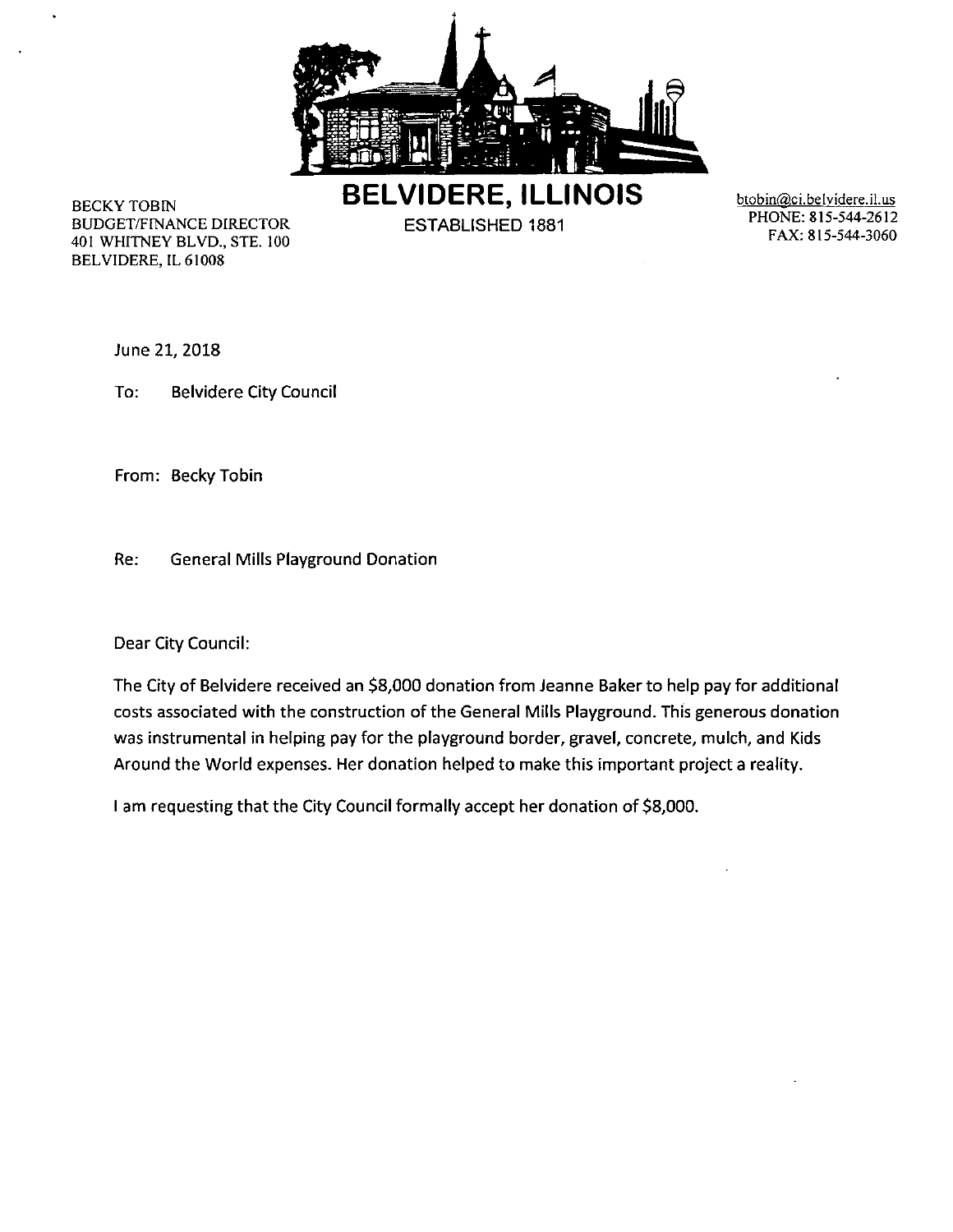BECKY TOBIN
BUDGET/FINANCE DIRECTOR
401 WHITNEY BLVD., STE. 100
BELVIDERE, IL 61008

# BELVIDERE, ILLINOIS

ESTABLISHED 1881

btobin@ci.belvidere.il.us
PHONE: 815-544-2612
FAX: 815-544-3060

June 21, 2018

To: Belvidere City Council

From: Becky Tobin

Re: General Mills Playground Donation

Dear City Council:

The City of Belvidere received an $8,000 donation from Jeanne Baker to help pay for additional costs associated with the construction of the General Mills Playground. This generous donation was instrumental in helping pay for the playground border, gravel, concrete, mulch, and Kids Around the World expenses. Her donation helped to make this important project a reality.

I am requesting that the City Council formally accept her donation of $8,000.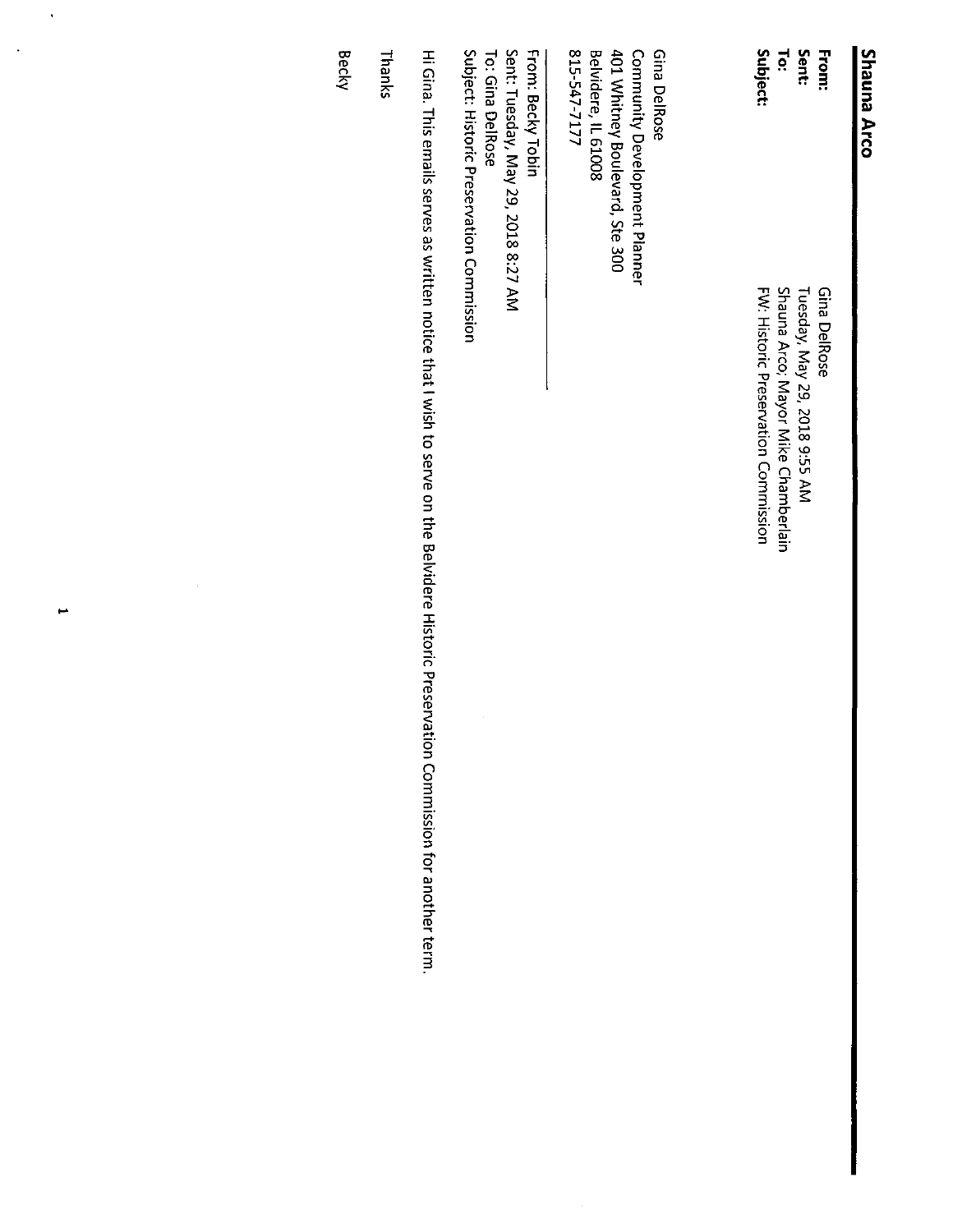**Shauna Arco**

**From:** Gina DelRose
**Sent:** Tuesday, May 29, 2018 9:55 AM
**To:** Shauna Arco; Mayor Mike Chamberlain
**Subject:** FW: Historic Preservation Commission

Gina DelRose
Community Development Planner
401 Whitney Boulevard, Ste 300
Belvidere, IL 61008
815-547-7177

---

From: Becky Tobin
Sent: Tuesday, May 29, 2018 8:27 AM
To: Gina DelRose
Subject: Historic Preservation Commission

Hi Gina. This emails serves as written notice that I wish to serve on the Belvidere Historic Preservation Commission for another term.

Thanks

Becky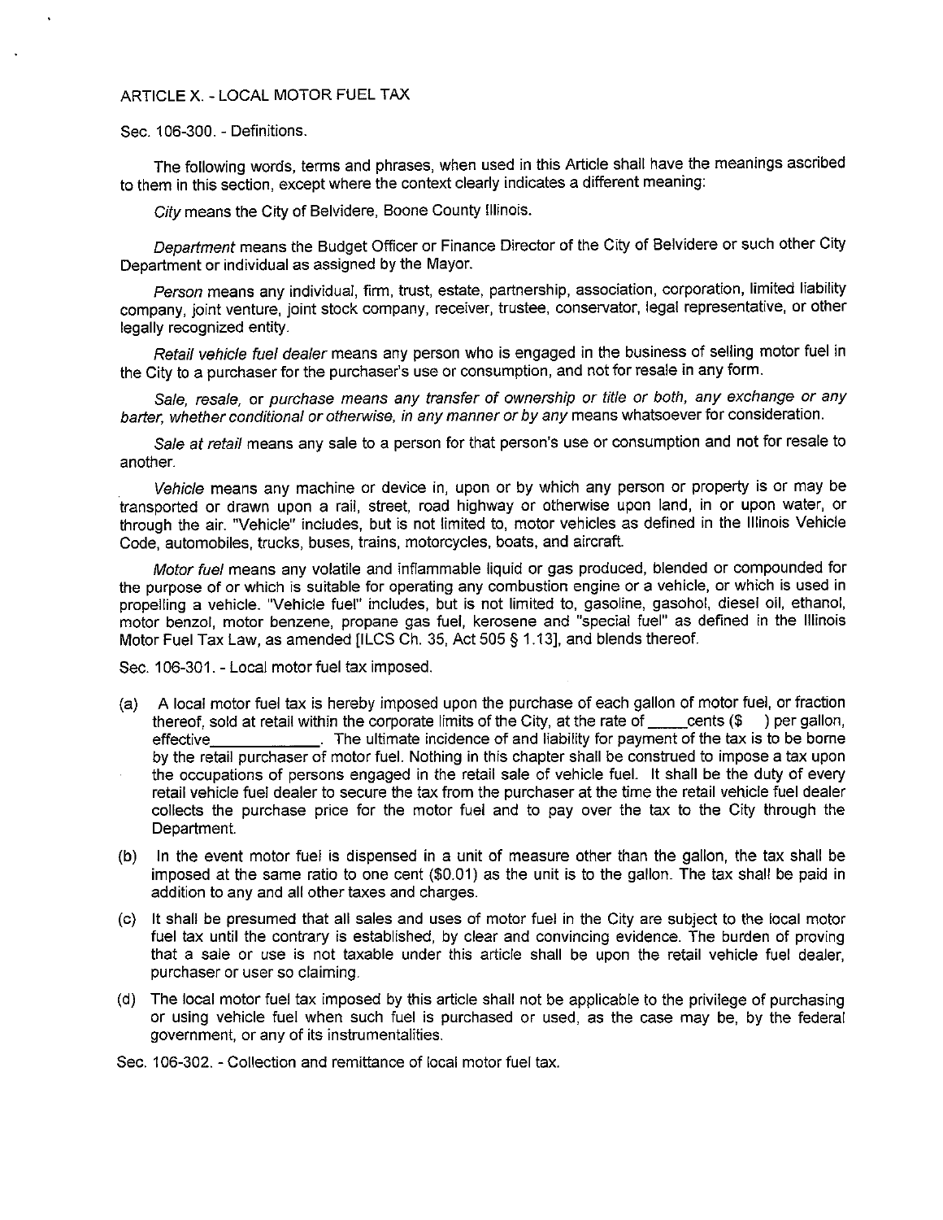ARTICLE X. - LOCAL MOTOR FUEL TAX

Sec. 106-300. - Definitions.

The following words, terms and phrases, when used in this Article shall have the meanings ascribed to them in this section, except where the context clearly indicates a different meaning:

*City* means the City of Belvidere, Boone County Illinois.

*Department* means the Budget Officer or Finance Director of the City of Belvidere or such other City Department or individual as assigned by the Mayor.

*Person* means any individual, firm, trust, estate, partnership, association, corporation, limited liability company, joint venture, joint stock company, receiver, trustee, conservator, legal representative, or other legally recognized entity.

*Retail vehicle fuel dealer* means any person who is engaged in the business of selling motor fuel in the City to a purchaser for the purchaser's use or consumption, and not for resale in any form.

*Sale, resale,* or *purchase means any transfer of ownership or title or both, any exchange or any barter, whether conditional or otherwise, in any manner or by any* means whatsoever for consideration.

*Sale at retail* means any sale to a person for that person's use or consumption and not for resale to another.

*Vehicle* means any machine or device in, upon or by which any person or property is or may be transported or drawn upon a rail, street, road highway or otherwise upon land, in or upon water, or through the air. "Vehicle" includes, but is not limited to, motor vehicles as defined in the Illinois Vehicle Code, automobiles, trucks, buses, trains, motorcycles, boats, and aircraft.

*Motor fuel* means any volatile and inflammable liquid or gas produced, blended or compounded for the purpose of or which is suitable for operating any combustion engine or a vehicle, or which is used in propelling a vehicle. "Vehicle fuel" includes, but is not limited to, gasoline, gasohol, diesel oil, ethanol, motor benzol, motor benzene, propane gas fuel, kerosene and "special fuel" as defined in the Illinois Motor Fuel Tax Law, as amended [ILCS Ch. 35, Act 505 § 1.13], and blends thereof.

Sec. 106-301. - Local motor fuel tax imposed.

(a) A local motor fuel tax is hereby imposed upon the purchase of each gallon of motor fuel, or fraction thereof, sold at retail within the corporate limits of the City, at the rate of \_\_\_\_\_cents ($ ) per gallon, effective\_\_\_\_\_\_\_\_\_\_\_\_\_. The ultimate incidence of and liability for payment of the tax is to be borne by the retail purchaser of motor fuel. Nothing in this chapter shall be construed to impose a tax upon the occupations of persons engaged in the retail sale of vehicle fuel. It shall be the duty of every retail vehicle fuel dealer to secure the tax from the purchaser at the time the retail vehicle fuel dealer collects the purchase price for the motor fuel and to pay over the tax to the City through the Department.

(b) In the event motor fuel is dispensed in a unit of measure other than the gallon, the tax shall be imposed at the same ratio to one cent ($0.01) as the unit is to the gallon. The tax shall be paid in addition to any and all other taxes and charges.

(c) It shall be presumed that all sales and uses of motor fuel in the City are subject to the local motor fuel tax until the contrary is established, by clear and convincing evidence. The burden of proving that a sale or use is not taxable under this article shall be upon the retail vehicle fuel dealer, purchaser or user so claiming.

(d) The local motor fuel tax imposed by this article shall not be applicable to the privilege of purchasing or using vehicle fuel when such fuel is purchased or used, as the case may be, by the federal government, or any of its instrumentalities.

Sec. 106-302. - Collection and remittance of local motor fuel tax.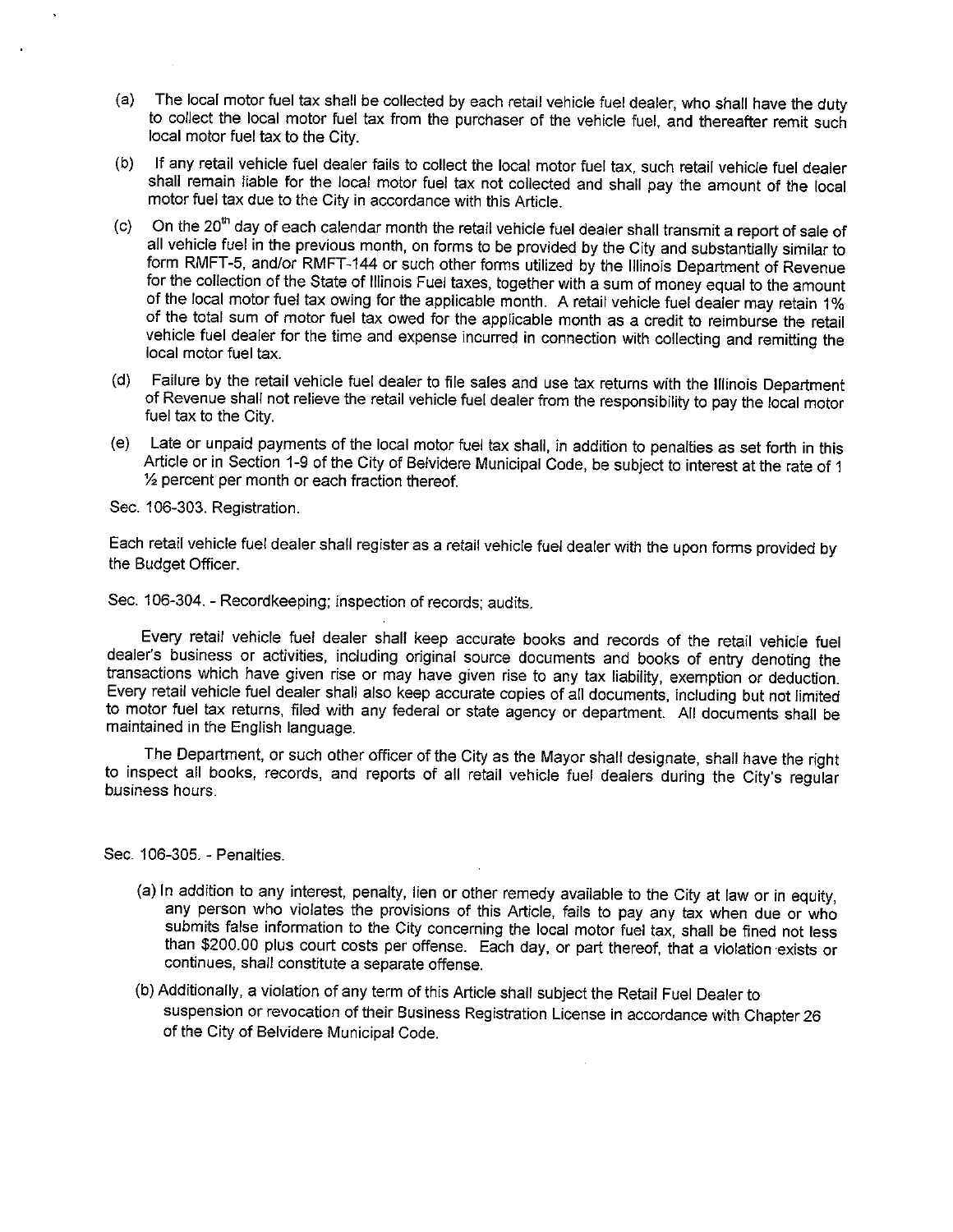(a) The local motor fuel tax shall be collected by each retail vehicle fuel dealer, who shall have the duty to collect the local motor fuel tax from the purchaser of the vehicle fuel, and thereafter remit such local motor fuel tax to the City.

(b) If any retail vehicle fuel dealer fails to collect the local motor fuel tax, such retail vehicle fuel dealer shall remain liable for the local motor fuel tax not collected and shall pay the amount of the local motor fuel tax due to the City in accordance with this Article.

(c) On the 20th day of each calendar month the retail vehicle fuel dealer shall transmit a report of sale of all vehicle fuel in the previous month, on forms to be provided by the City and substantially similar to form RMFT-5, and/or RMFT-144 or such other forms utilized by the Illinois Department of Revenue for the collection of the State of Illinois Fuel taxes, together with a sum of money equal to the amount of the local motor fuel tax owing for the applicable month. A retail vehicle fuel dealer may retain 1% of the total sum of motor fuel tax owed for the applicable month as a credit to reimburse the retail vehicle fuel dealer for the time and expense incurred in connection with collecting and remitting the local motor fuel tax.

(d) Failure by the retail vehicle fuel dealer to file sales and use tax returns with the Illinois Department of Revenue shall not relieve the retail vehicle fuel dealer from the responsibility to pay the local motor fuel tax to the City.

(e) Late or unpaid payments of the local motor fuel tax shall, in addition to penalties as set forth in this Article or in Section 1-9 of the City of Belvidere Municipal Code, be subject to interest at the rate of 1 ½ percent per month or each fraction thereof.

Sec. 106-303. Registration.

Each retail vehicle fuel dealer shall register as a retail vehicle fuel dealer with the upon forms provided by the Budget Officer.

Sec. 106-304. - Recordkeeping; inspection of records; audits.

Every retail vehicle fuel dealer shall keep accurate books and records of the retail vehicle fuel dealer's business or activities, including original source documents and books of entry denoting the transactions which have given rise or may have given rise to any tax liability, exemption or deduction. Every retail vehicle fuel dealer shall also keep accurate copies of all documents, including but not limited to motor fuel tax returns, filed with any federal or state agency or department. All documents shall be maintained in the English language.

The Department, or such other officer of the City as the Mayor shall designate, shall have the right to inspect all books, records, and reports of all retail vehicle fuel dealers during the City's regular business hours.

Sec. 106-305. - Penalties.

(a) In addition to any interest, penalty, lien or other remedy available to the City at law or in equity, any person who violates the provisions of this Article, fails to pay any tax when due or who submits false information to the City concerning the local motor fuel tax, shall be fined not less than $200.00 plus court costs per offense. Each day, or part thereof, that a violation exists or continues, shall constitute a separate offense.

(b) Additionally, a violation of any term of this Article shall subject the Retail Fuel Dealer to suspension or revocation of their Business Registration License in accordance with Chapter 26 of the City of Belvidere Municipal Code.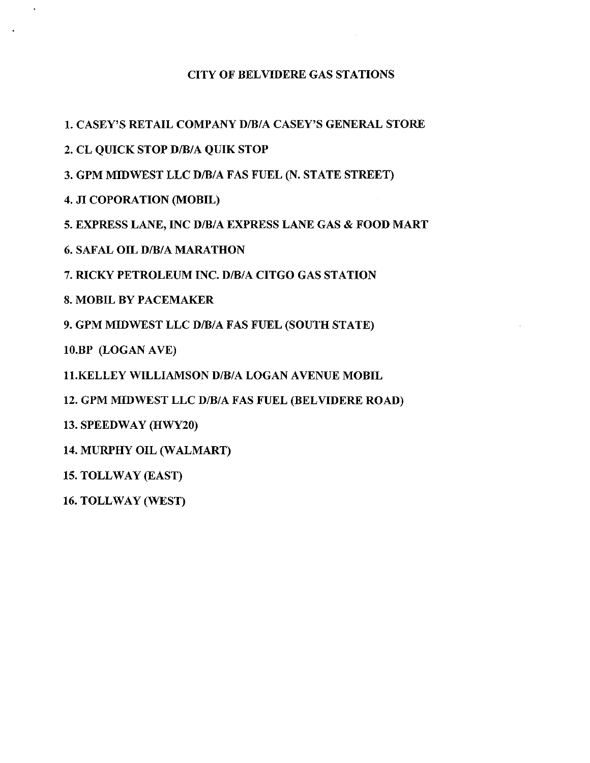# CITY OF BELVIDERE GAS STATIONS

1. CASEY'S RETAIL COMPANY D/B/A CASEY'S GENERAL STORE
2. CL QUICK STOP D/B/A QUIK STOP
3. GPM MIDWEST LLC D/B/A FAS FUEL (N. STATE STREET)
4. JI COPORATION (MOBIL)
5. EXPRESS LANE, INC D/B/A EXPRESS LANE GAS & FOOD MART
6. SAFAL OIL D/B/A MARATHON
7. RICKY PETROLEUM INC. D/B/A CITGO GAS STATION
8. MOBIL BY PACEMAKER
9. GPM MIDWEST LLC D/B/A FAS FUEL (SOUTH STATE)
10. BP (LOGAN AVE)
11. KELLEY WILLIAMSON D/B/A LOGAN AVENUE MOBIL
12. GPM MIDWEST LLC D/B/A FAS FUEL (BELVIDERE ROAD)
13. SPEEDWAY (HWY20)
14. MURPHY OIL (WALMART)
15. TOLLWAY (EAST)
16. TOLLWAY (WEST)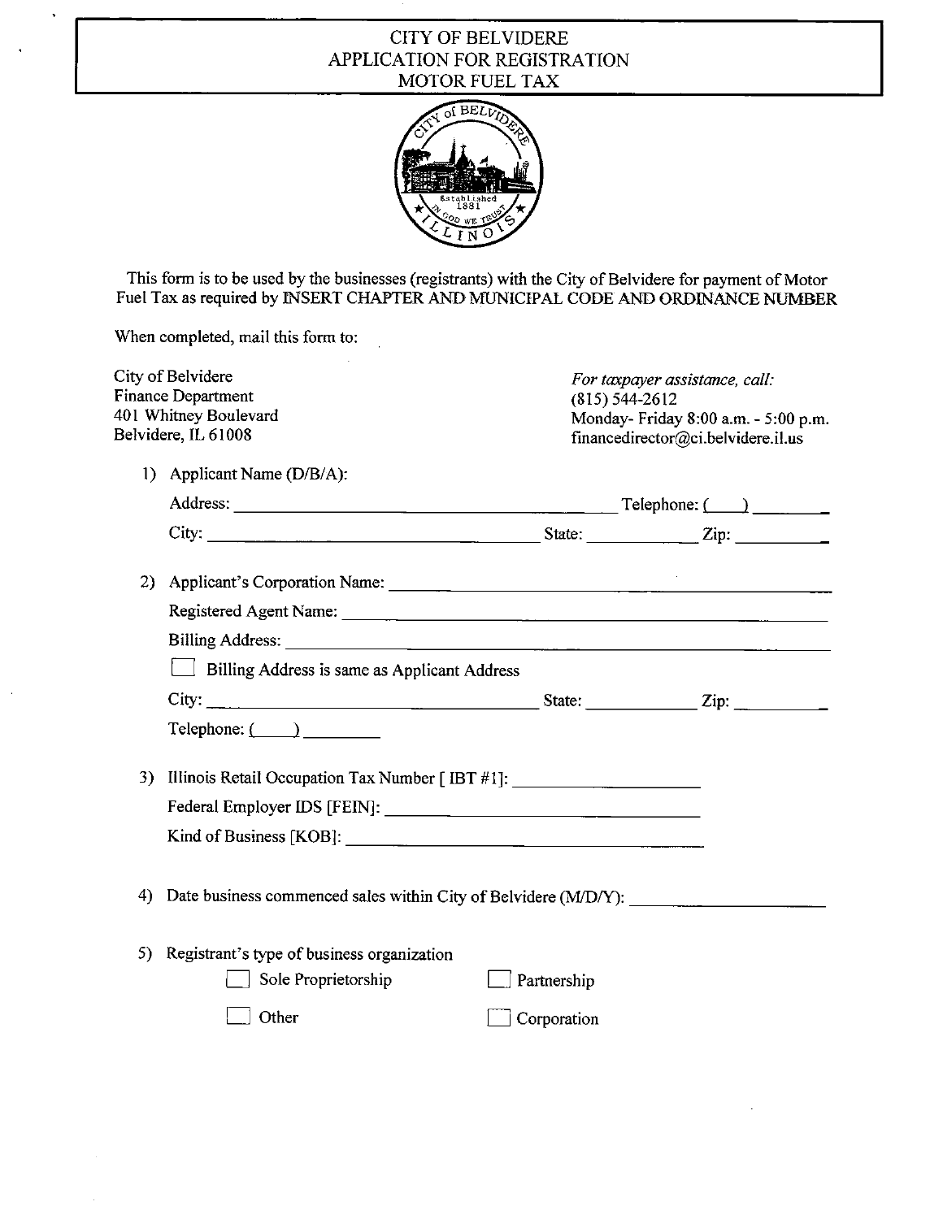# CITY OF BELVIDERE
## APPLICATION FOR REGISTRATION
## MOTOR FUEL TAX

This form is to be used by the businesses (registrants) with the City of Belvidere for payment of Motor Fuel Tax as required by INSERT CHAPTER AND MUNICIPAL CODE AND ORDINANCE NUMBER

When completed, mail this form to:

City of Belvidere
Finance Department
401 Whitney Boulevard
Belvidere, IL 61008

*For taxpayer assistance, call:*
(815) 544-2612
Monday- Friday 8:00 a.m. - 5:00 p.m.
financedirector@ci.belvidere.il.us

1) Applicant Name (D/B/A):
   Address: ______________________________ Telephone: (____) ________
   City: ______________________________ State: __________ Zip: __________

2) Applicant's Corporation Name: ______________________________
   Registered Agent Name: ______________________________
   Billing Address: ______________________________
   ☐ Billing Address is same as Applicant Address
   City: ______________________________ State: __________ Zip: __________
   Telephone: (____) ________

3) Illinois Retail Occupation Tax Number [ IBT #1]: ____________________
   Federal Employer IDS [FEIN]: ______________________________
   Kind of Business [KOB]: ______________________________

4) Date business commenced sales within City of Belvidere (M/D/Y): ____________________

5) Registrant's type of business organization
   ☐ Sole Proprietorship ☐ Partnership
   ☐ Other ☐ Corporation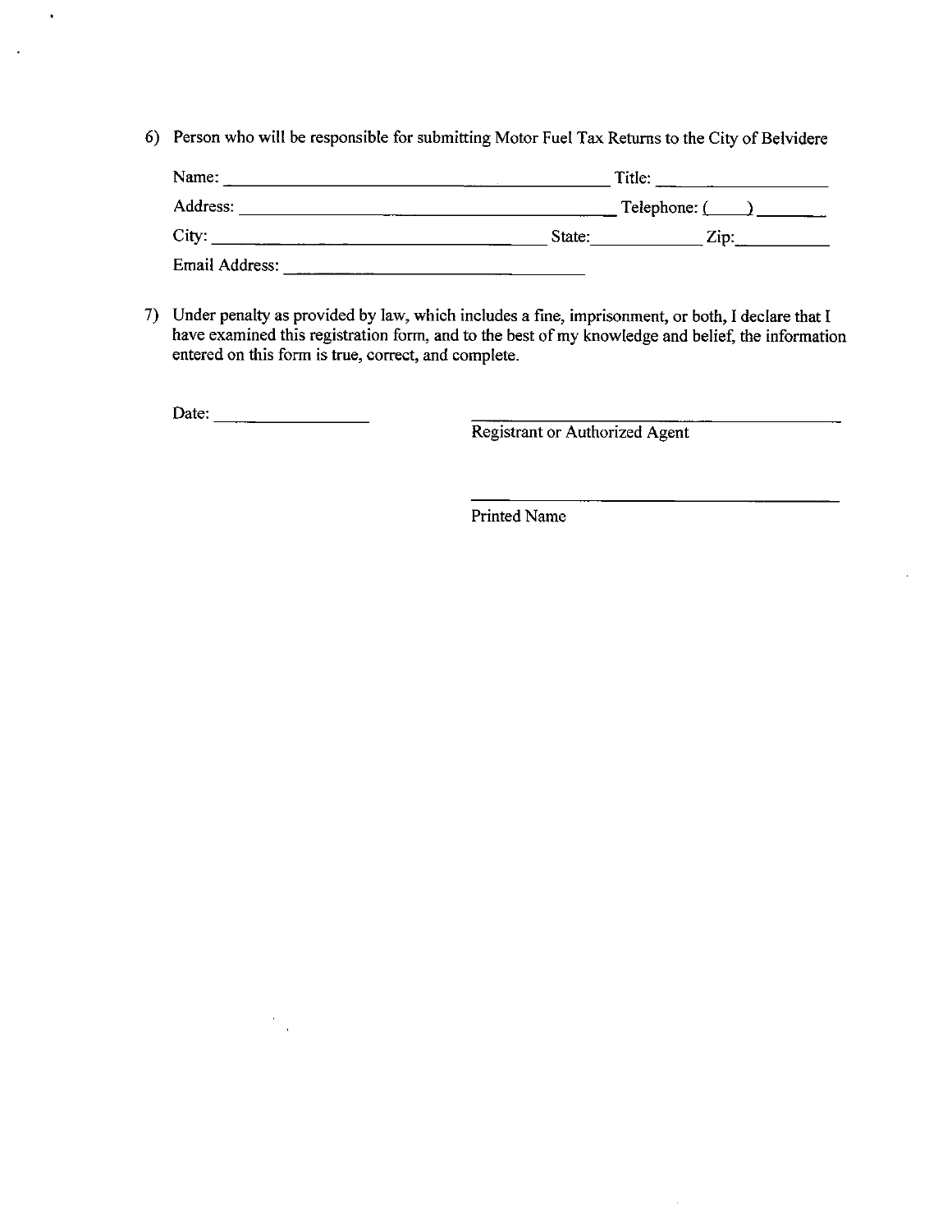6) Person who will be responsible for submitting Motor Fuel Tax Returns to the City of Belvidere

Name: ______________________________________________ Title: ____________________

Address: ____________________________________________ Telephone: (____) ________

City: _______________________________________ State: ____________ Zip: __________

Email Address: __________________________________

7) Under penalty as provided by law, which includes a fine, imprisonment, or both, I declare that I have examined this registration form, and to the best of my knowledge and belief, the information entered on this form is true, correct, and complete.

Date: __________________

_____________________________________________
Registrant or Authorized Agent

_____________________________________________
Printed Name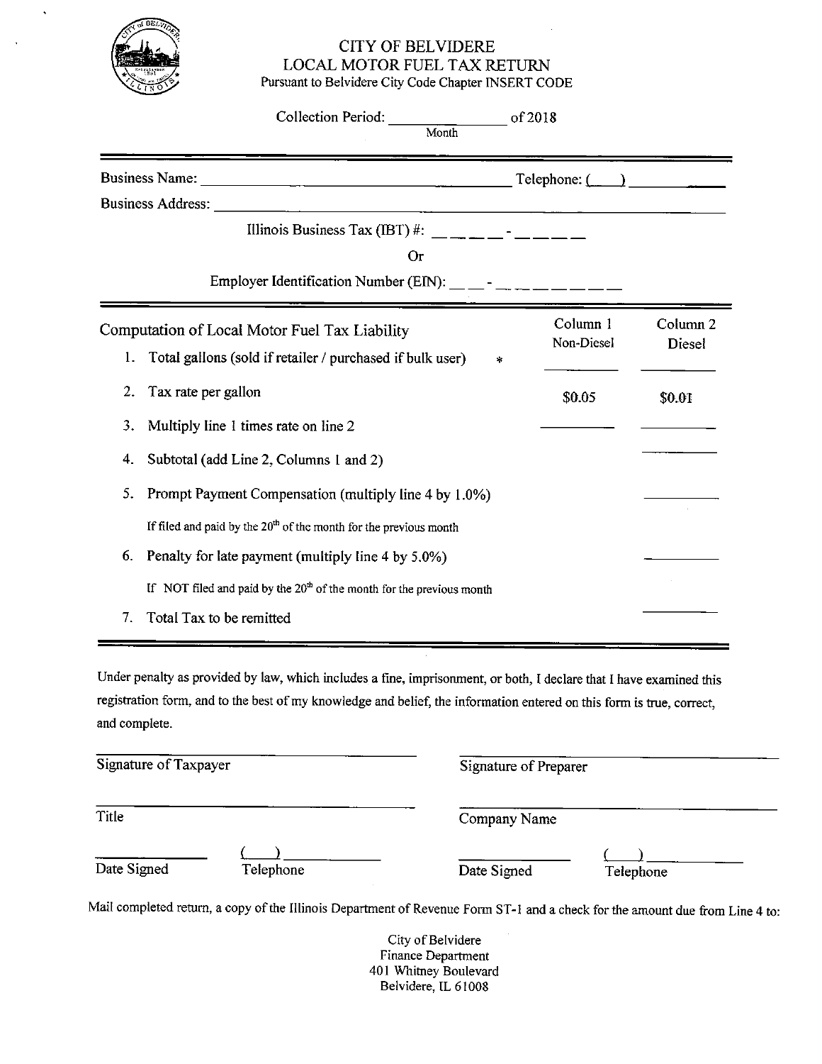# CITY OF BELVIDERE
## LOCAL MOTOR FUEL TAX RETURN

Pursuant to Belvidere City Code Chapter INSERT CODE

Collection Period: _______________ of 2018
Month

---

Business Name: _________________________________________ Telephone: (____) ____________

Business Address: ___________________________________________________________________

Illinois Business Tax (IBT) #: \_ \_ \_ \_ - \_ \_ \_ \_

Or

Employer Identification Number (EIN): \_ \_ - \_ \_ \_ \_ \_ \_ \_

---

| Computation of Local Motor Fuel Tax Liability | Column 1 Non-Diesel | Column 2 Diesel |
|---|---|---|
| 1. Total gallons (sold if retailer / purchased if bulk user) * | ________ | ________ |
| 2. Tax rate per gallon | $0.05 | $0.01 |
| 3. Multiply line 1 times rate on line 2 | ________ | ________ |
| 4. Subtotal (add Line 2, Columns 1 and 2) | | ________ |
| 5. Prompt Payment Compensation (multiply line 4 by 1.0%)<br>If filed and paid by the 20th of the month for the previous month | | ________ |
| 6. Penalty for late payment (multiply line 4 by 5.0%)<br>If NOT filed and paid by the 20th of the month for the previous month | | ________ |
| 7. Total Tax to be remitted | | ________ |

---

Under penalty as provided by law, which includes a fine, imprisonment, or both, I declare that I have examined this registration form, and to the best of my knowledge and belief, the information entered on this form is true, correct, and complete.

| | |
|---|---|
| ______________________________<br>Signature of Taxpayer | ______________________________<br>Signature of Preparer |
| ______________________________<br>Title | ______________________________<br>Company Name |
| __________ (____) __________<br>Date Signed    Telephone | __________ (____) __________<br>Date Signed    Telephone |

Mail completed return, a copy of the Illinois Department of Revenue Form ST-1 and a check for the amount due from Line 4 to:

City of Belvidere
Finance Department
401 Whitney Boulevard
Belvidere, IL 61008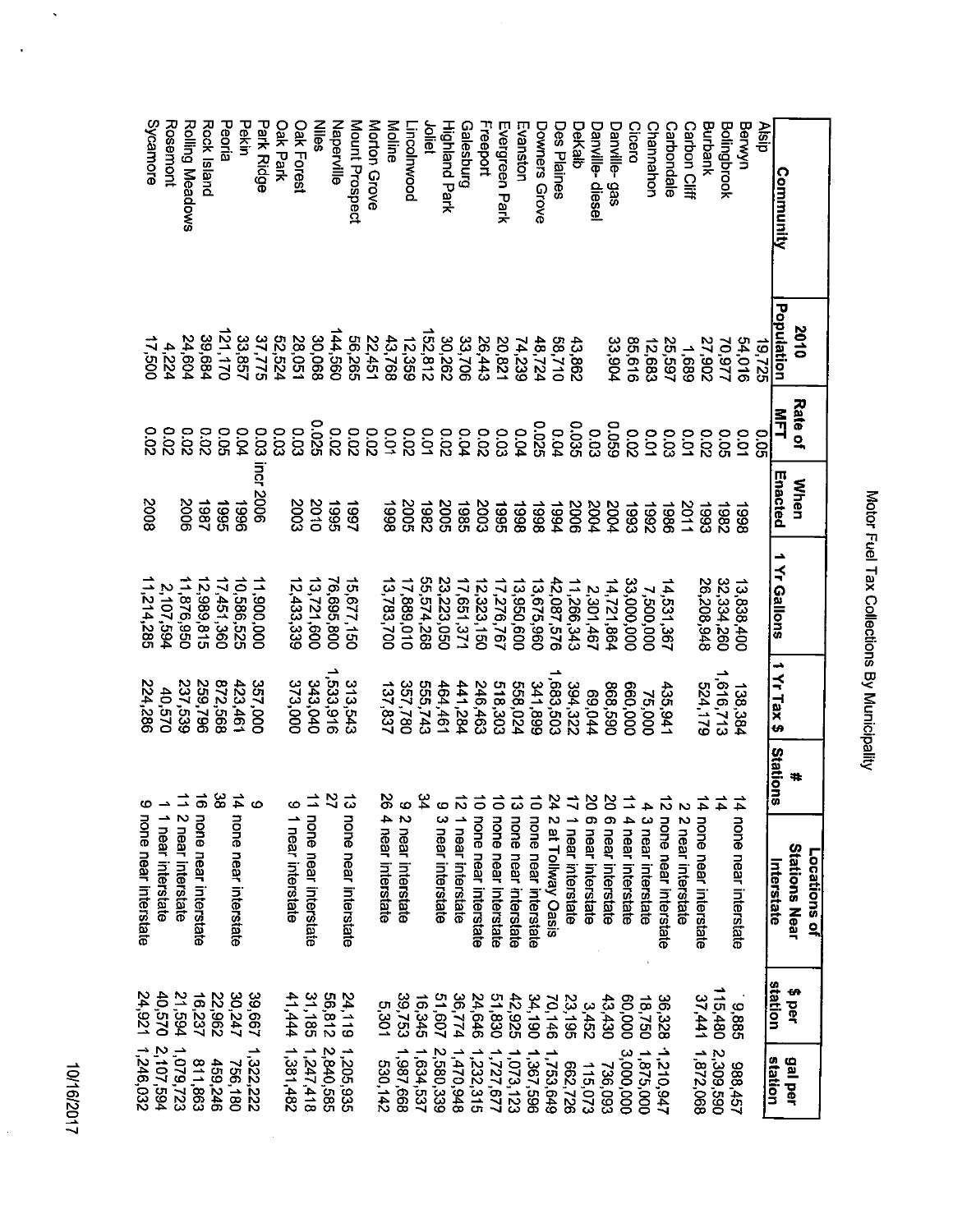# Motor Fuel Tax Collections By Municipality

| Community | 2010 Population | Rate of MFT | When Enacted | 1 Yr Gallons | 1 Yr Tax $ | # Stations | Locations of Stations Near Interstate | $ per station | gal per station |
|---|---|---|---|---|---|---|---|---|---|
| Alsip | 19,725 | 0.05 | | | | | | | |
| Berwyn | 54,016 | 0.01 | 1998 | 13,838,400 | 138,384 | 14 | none near interstate | 9,885 | 988,457 |
| Bolingbrook | 70,977 | 0.05 | 1982 | 32,334,260 | 1,616,713 | 14 | | 115,480 | 2,309,590 |
| Burbank | 27,902 | 0.02 | 1993 | 26,208,948 | 524,179 | 14 | none near interstate | 37,441 | 1,872,068 |
| Carbon Cliff | 1,689 | 0.01 | 2011 | | | 2 | 2 near interstate | | |
| Carbondale | 25,597 | 0.03 | 1986 | 14,531,367 | 435,941 | 12 | none near interstate | 36,328 | 1,210,947 |
| Channahon | 12,683 | 0.01 | 1992 | 7,500,000 | 75,000 | 4 | 3 near interstate | 18,750 | 1,875,000 |
| Cicero | 85,616 | 0.02 | 1993 | 33,000,000 | 660,000 | 11 | 4 near interstate | 60,000 | 3,000,000 |
| Danville- gas | 33,904 | 0.059 | 2004 | 14,721,864 | 868,590 | 20 | 6 near interstate | 43,430 | 736,093 |
| Danville- diesel | | 0.03 | 2004 | 2,301,467 | 69,044 | 20 | 6 near interstate | 3,452 | 115,073 |
| DeKalb | 43,862 | 0.035 | 2006 | 11,266,343 | 394,322 | 17 | 1 near interstate | 23,195 | 662,726 |
| Des Plaines | 58,710 | 0.04 | 1994 | 42,087,576 | 1,683,503 | 24 | 2 at Tollway Oasis | 70,146 | 1,753,649 |
| Downers Grove | 48,724 | 0.025 | 1998 | 13,675,960 | 341,899 | 10 | none near interstate | 34,190 | 1,367,596 |
| Evanston | 74,239 | 0.04 | 1998 | 13,950,600 | 558,024 | 13 | none near interstate | 42,925 | 1,073,123 |
| Evergreen Park | 20,821 | 0.03 | 1995 | 17,276,767 | 518,303 | 10 | none near interstate | 51,830 | 1,727,677 |
| Freeport | 26,443 | 0.02 | 2003 | 12,323,150 | 246,463 | 10 | none near interstate | 24,646 | 1,232,315 |
| Galesburg | 33,706 | 0.04 | 1985 | 17,651,371 | 441,284 | 12 | 1 near interstate | 36,774 | 1,470,948 |
| Highland Park | 30,262 | 0.02 | 2005 | 23,223,050 | 464,461 | 9 | 3 near interstate | 51,607 | 2,580,339 |
| Joliet | 152,812 | 0.01 | 1982 | 55,574,268 | 555,743 | 34 | | 16,345 | 1,634,537 |
| Lincolnwood | 12,359 | 0.02 | 2005 | 17,889,010 | 357,780 | 9 | 2 near interstate | 39,753 | 1,987,668 |
| Moline | 43,768 | 0.01 | 1998 | 13,783,700 | 137,837 | 26 | 4 near interstate | 5,301 | 530,142 |
| Morton Grove | 22,451 | 0.02 | | | | | | | |
| Mount Prospect | 56,265 | 0.02 | 1997 | 15,677,150 | 313,543 | 13 | none near interstate | 24,119 | 1,205,935 |
| Naperville | 144,560 | 0.02 | 1995 | 76,695,800 | 1,533,916 | 27 | | 56,812 | 2,840,585 |
| Niles | 30,068 | 0.025 | 2010 | 13,721,600 | 343,040 | 11 | none near interstate | 31,185 | 1,247,418 |
| Oak Forest | 28,051 | 0.03 | 2003 | 12,433,339 | 373,000 | 9 | 1 near interstate | 41,444 | 1,381,482 |
| Oak Park | 52,524 | 0.03 | | | | | | | |
| Park Ridge | 37,775 | 0.03 incr 2006 | | 11,900,000 | 357,000 | 9 | | 39,667 | 1,322,222 |
| Pekin | 33,857 | 0.04 | 1996 | 10,586,525 | 423,461 | 14 | none near interstate | 30,247 | 756,180 |
| Peoria | 121,170 | 0.05 | 1995 | 17,451,360 | 872,568 | 38 | | 22,962 | 459,246 |
| Rock Island | 39,684 | 0.02 | 1987 | 12,989,815 | 259,796 | 16 | none near interstate | 16,237 | 811,863 |
| Rolling Meadows | 24,604 | 0.02 | 2006 | 11,876,950 | 237,539 | 11 | 2 near interstate | 21,594 | 1,079,723 |
| Rosemont | 4,224 | 0.02 | | 2,107,594 | 40,570 | 1 | 1 near interstate | 40,570 | 2,107,594 |
| Sycamore | 17,500 | 0.02 | 2008 | 11,214,285 | 224,286 | 9 | none near interstate | 24,921 | 1,246,032 |

10/16/2017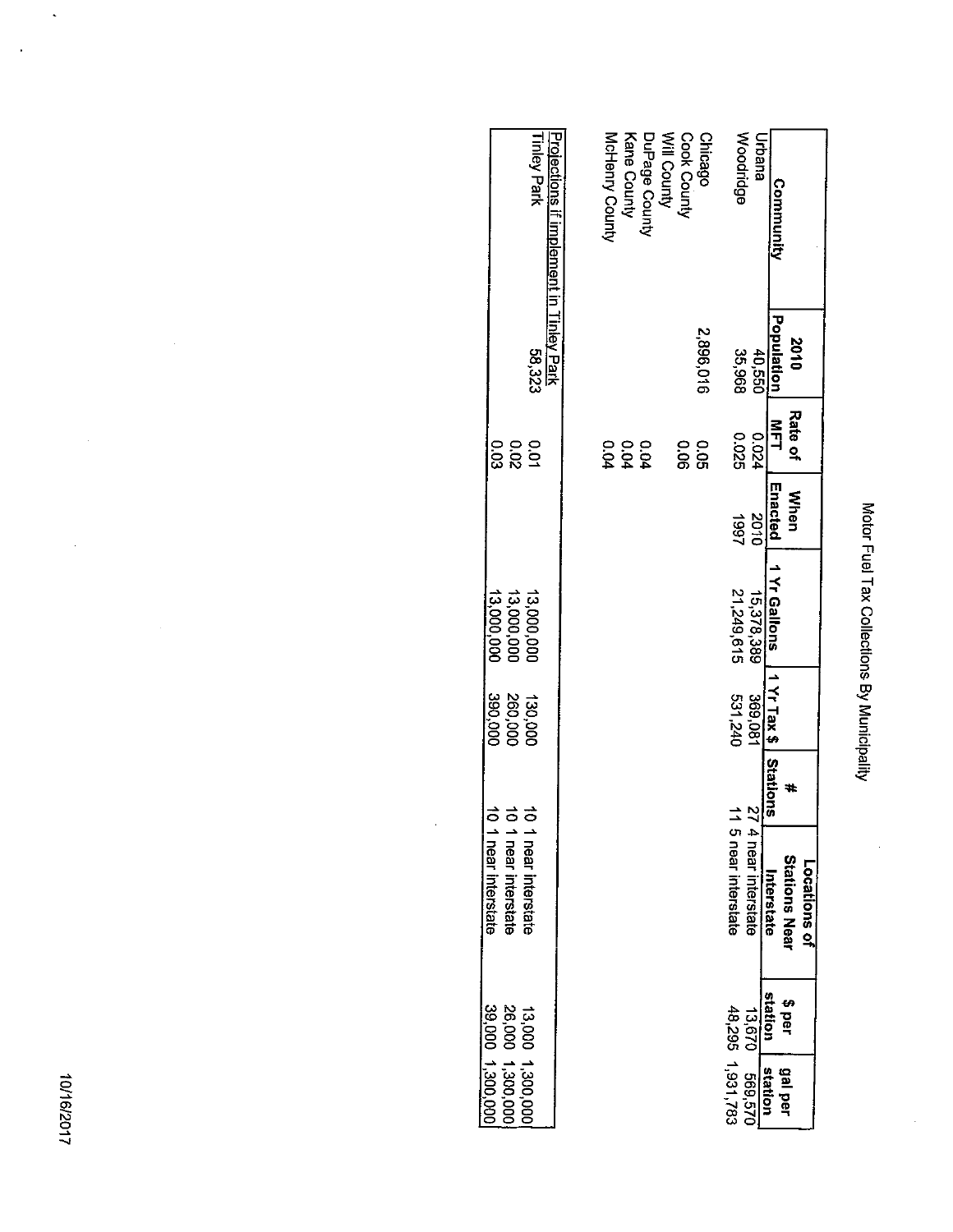# Motor Fuel Tax Collections By Municipality

| Community | 2010 Population | Rate of MFT | When Enacted | 1 Yr Gallons | 1 Yr Tax $ | # Stations | Locations of Stations Near Interstate | $ per station | gal per station |
|---|---|---|---|---|---|---|---|---|---|
| Urbana | 40,550 | 0.024 | 2010 | 15,378,389 | 369,081 | 27 | 4 near interstate | 13,670 | 569,570 |
| Woodridge | 35,968 | 0.025 | 1997 | 21,249,615 | 531,240 | 11 | 5 near interstate | 48,295 | 1,931,783 |
| | | | | | | | | | |
| Chicago | 2,896,016 | 0.05 | | | | | | | |
| Cook County | | 0.06 | | | | | | | |
| Will County | | | | | | | | | |
| DuPage County | | 0.04 | | | | | | | |
| Kane County | | 0.04 | | | | | | | |
| McHenry County | | 0.04 | | | | | | | |
| | | | | | | | | | |
| Projections if implement in Tinley Park | | | | | | | | | |
| Tinley Park | 58,323 | 0.01 | | 13,000,000 | 130,000 | 10 | 1 near interstate | 13,000 | 1,300,000 |
| | | 0.02 | | 13,000,000 | 260,000 | 10 | 1 near interstate | 26,000 | 1,300,000 |
| | | 0.03 | | 13,000,000 | 390,000 | 10 | 1 near interstate | 39,000 | 1,300,000 |

10/16/2017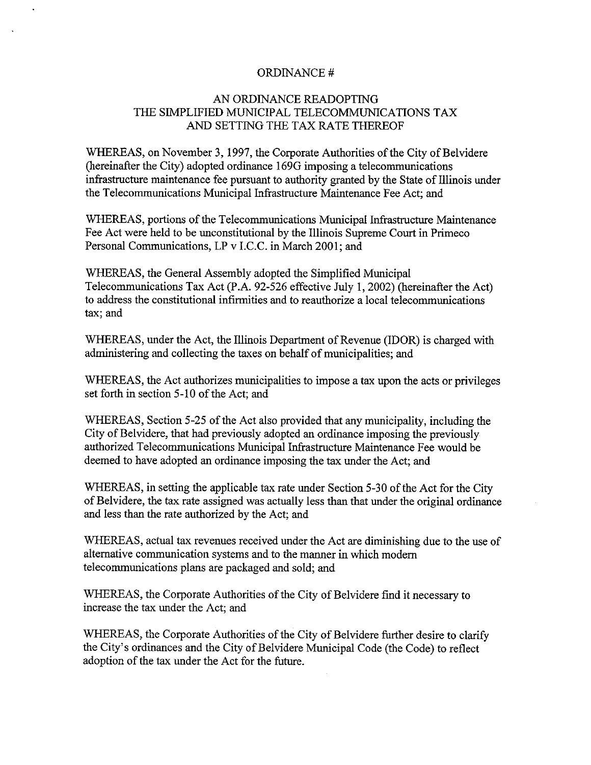ORDINANCE #

AN ORDINANCE READOPTING
THE SIMPLIFIED MUNICIPAL TELECOMMUNICATIONS TAX
AND SETTING THE TAX RATE THEREOF

WHEREAS, on November 3, 1997, the Corporate Authorities of the City of Belvidere (hereinafter the City) adopted ordinance 169G imposing a telecommunications infrastructure maintenance fee pursuant to authority granted by the State of Illinois under the Telecommunications Municipal Infrastructure Maintenance Fee Act; and

WHEREAS, portions of the Telecommunications Municipal Infrastructure Maintenance Fee Act were held to be unconstitutional by the Illinois Supreme Court in Primeco Personal Communications, LP v I.C.C. in March 2001; and

WHEREAS, the General Assembly adopted the Simplified Municipal Telecommunications Tax Act (P.A. 92-526 effective July 1, 2002) (hereinafter the Act) to address the constitutional infirmities and to reauthorize a local telecommunications tax; and

WHEREAS, under the Act, the Illinois Department of Revenue (IDOR) is charged with administering and collecting the taxes on behalf of municipalities; and

WHEREAS, the Act authorizes municipalities to impose a tax upon the acts or privileges set forth in section 5-10 of the Act; and

WHEREAS, Section 5-25 of the Act also provided that any municipality, including the City of Belvidere, that had previously adopted an ordinance imposing the previously authorized Telecommunications Municipal Infrastructure Maintenance Fee would be deemed to have adopted an ordinance imposing the tax under the Act; and

WHEREAS, in setting the applicable tax rate under Section 5-30 of the Act for the City of Belvidere, the tax rate assigned was actually less than that under the original ordinance and less than the rate authorized by the Act; and

WHEREAS, actual tax revenues received under the Act are diminishing due to the use of alternative communication systems and to the manner in which modern telecommunications plans are packaged and sold; and

WHEREAS, the Corporate Authorities of the City of Belvidere find it necessary to increase the tax under the Act; and

WHEREAS, the Corporate Authorities of the City of Belvidere further desire to clarify the City's ordinances and the City of Belvidere Municipal Code (the Code) to reflect adoption of the tax under the Act for the future.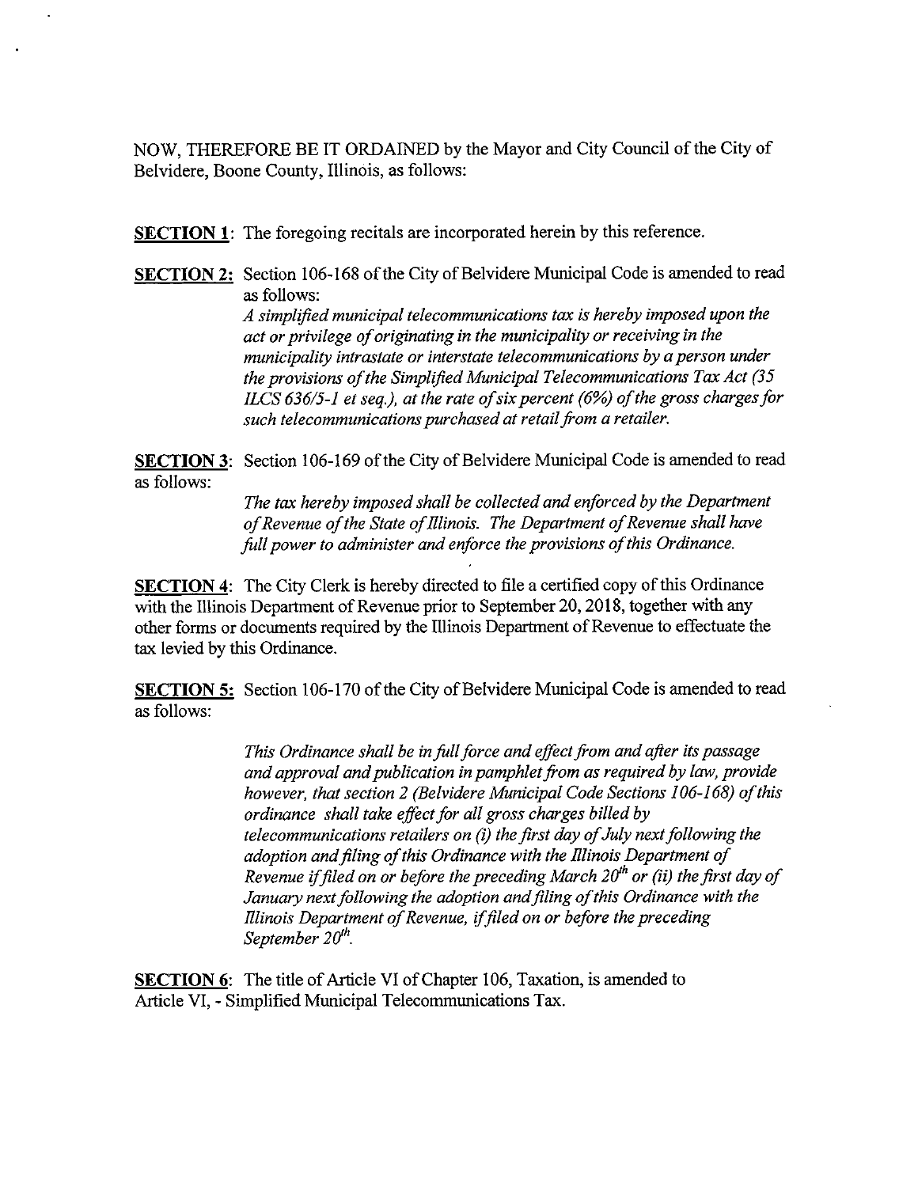NOW, THEREFORE BE IT ORDAINED by the Mayor and City Council of the City of Belvidere, Boone County, Illinois, as follows:

**SECTION 1**: The foregoing recitals are incorporated herein by this reference.

**SECTION 2:** Section 106-168 of the City of Belvidere Municipal Code is amended to read as follows:

*A simplified municipal telecommunications tax is hereby imposed upon the act or privilege of originating in the municipality or receiving in the municipality intrastate or interstate telecommunications by a person under the provisions of the Simplified Municipal Telecommunications Tax Act (35 ILCS 636/5-1 et seq.), at the rate of six percent (6%) of the gross charges for such telecommunications purchased at retail from a retailer.*

**SECTION 3**: Section 106-169 of the City of Belvidere Municipal Code is amended to read as follows:

*The tax hereby imposed shall be collected and enforced by the Department of Revenue of the State of Illinois. The Department of Revenue shall have full power to administer and enforce the provisions of this Ordinance.*

**SECTION 4**: The City Clerk is hereby directed to file a certified copy of this Ordinance with the Illinois Department of Revenue prior to September 20, 2018, together with any other forms or documents required by the Illinois Department of Revenue to effectuate the tax levied by this Ordinance.

**SECTION 5:** Section 106-170 of the City of Belvidere Municipal Code is amended to read as follows:

*This Ordinance shall be in full force and effect from and after its passage and approval and publication in pamphlet from as required by law, provide however, that section 2 (Belvidere Municipal Code Sections 106-168) of this ordinance shall take effect for all gross charges billed by telecommunications retailers on (i) the first day of July next following the adoption and filing of this Ordinance with the Illinois Department of Revenue if filed on or before the preceding March 20th or (ii) the first day of January next following the adoption and filing of this Ordinance with the Illinois Department of Revenue, if filed on or before the preceding September 20th.*

**SECTION 6**: The title of Article VI of Chapter 106, Taxation, is amended to Article VI, - Simplified Municipal Telecommunications Tax.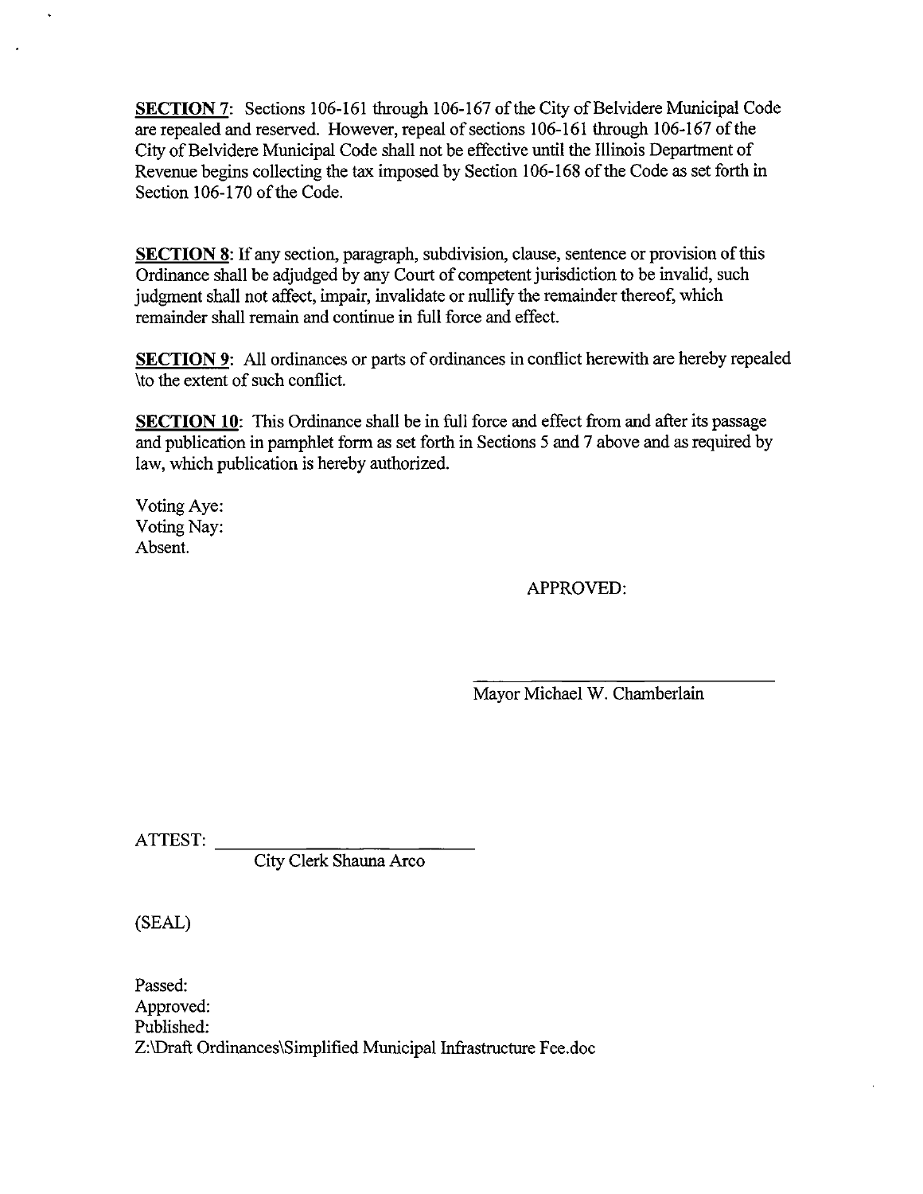**SECTION 7**: Sections 106-161 through 106-167 of the City of Belvidere Municipal Code are repealed and reserved. However, repeal of sections 106-161 through 106-167 of the City of Belvidere Municipal Code shall not be effective until the Illinois Department of Revenue begins collecting the tax imposed by Section 106-168 of the Code as set forth in Section 106-170 of the Code.

**SECTION 8**: If any section, paragraph, subdivision, clause, sentence or provision of this Ordinance shall be adjudged by any Court of competent jurisdiction to be invalid, such judgment shall not affect, impair, invalidate or nullify the remainder thereof, which remainder shall remain and continue in full force and effect.

**SECTION 9**: All ordinances or parts of ordinances in conflict herewith are hereby repealed \to the extent of such conflict.

**SECTION 10**: This Ordinance shall be in full force and effect from and after its passage and publication in pamphlet form as set forth in Sections 5 and 7 above and as required by law, which publication is hereby authorized.

Voting Aye:
Voting Nay:
Absent.

APPROVED:

\_\_\_\_\_\_\_\_\_\_\_\_\_\_\_\_\_\_\_\_\_\_\_\_\_\_\_\_\_\_
Mayor Michael W. Chamberlain

ATTEST: \_\_\_\_\_\_\_\_\_\_\_\_\_\_\_\_\_\_\_\_\_\_\_\_\_\_\_\_\_\_
City Clerk Shauna Arco

(SEAL)

Passed:
Approved:
Published:
Z:\Draft Ordinances\Simplified Municipal Infrastructure Fee.doc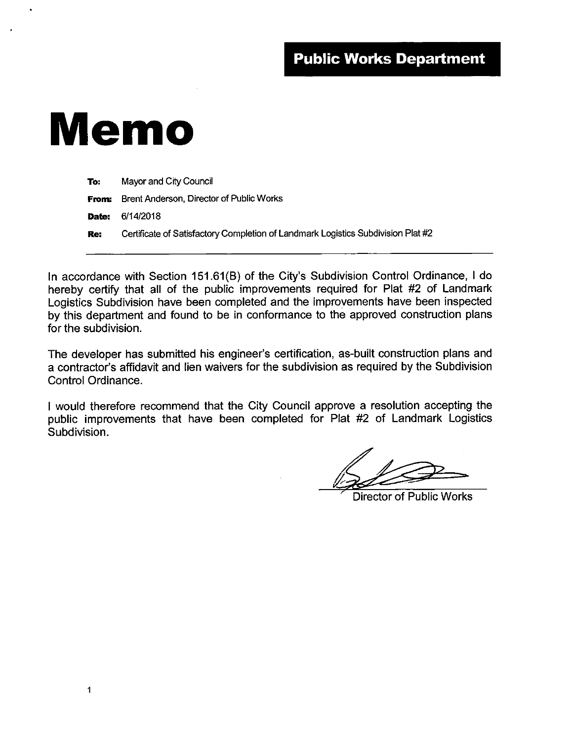**Public Works Department**

# Memo

**To:** Mayor and City Council

**From:** Brent Anderson, Director of Public Works

**Date:** 6/14/2018

**Re:** Certificate of Satisfactory Completion of Landmark Logistics Subdivision Plat #2

---

In accordance with Section 151.61(B) of the City's Subdivision Control Ordinance, I do hereby certify that all of the public improvements required for Plat #2 of Landmark Logistics Subdivision have been completed and the improvements have been inspected by this department and found to be in conformance to the approved construction plans for the subdivision.

The developer has submitted his engineer's certification, as-built construction plans and a contractor's affidavit and lien waivers for the subdivision as required by the Subdivision Control Ordinance.

I would therefore recommend that the City Council approve a resolution accepting the public improvements that have been completed for Plat #2 of Landmark Logistics Subdivision.

Director of Public Works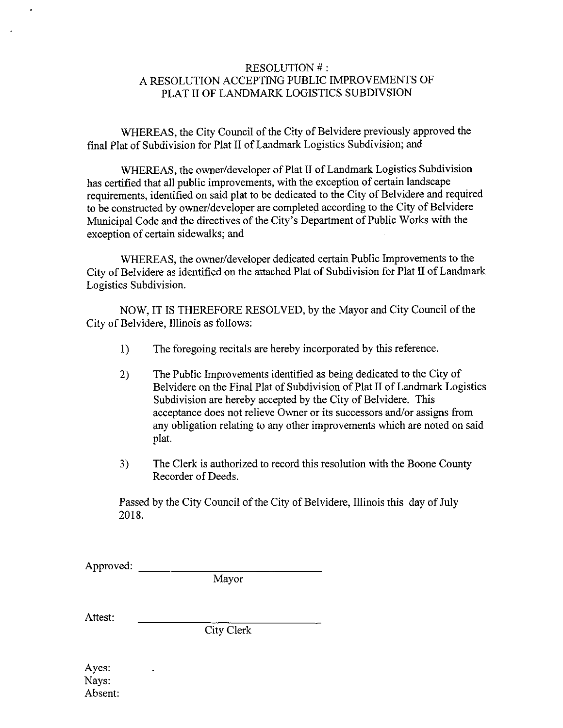# RESOLUTION # :
# A RESOLUTION ACCEPTING PUBLIC IMPROVEMENTS OF PLAT II OF LANDMARK LOGISTICS SUBDIVSION

WHEREAS, the City Council of the City of Belvidere previously approved the final Plat of Subdivision for Plat II of Landmark Logistics Subdivision; and

WHEREAS, the owner/developer of Plat II of Landmark Logistics Subdivision has certified that all public improvements, with the exception of certain landscape requirements, identified on said plat to be dedicated to the City of Belvidere and required to be constructed by owner/developer are completed according to the City of Belvidere Municipal Code and the directives of the City's Department of Public Works with the exception of certain sidewalks; and

WHEREAS, the owner/developer dedicated certain Public Improvements to the City of Belvidere as identified on the attached Plat of Subdivision for Plat II of Landmark Logistics Subdivision.

NOW, IT IS THEREFORE RESOLVED, by the Mayor and City Council of the City of Belvidere, Illinois as follows:

1) The foregoing recitals are hereby incorporated by this reference.

2) The Public Improvements identified as being dedicated to the City of Belvidere on the Final Plat of Subdivision of Plat II of Landmark Logistics Subdivision are hereby accepted by the City of Belvidere. This acceptance does not relieve Owner or its successors and/or assigns from any obligation relating to any other improvements which are noted on said plat.

3) The Clerk is authorized to record this resolution with the Boone County Recorder of Deeds.

Passed by the City Council of the City of Belvidere, Illinois this day of July 2018.

Approved: ______________________________
Mayor

Attest: ______________________________
City Clerk

Ayes:
Nays:
Absent: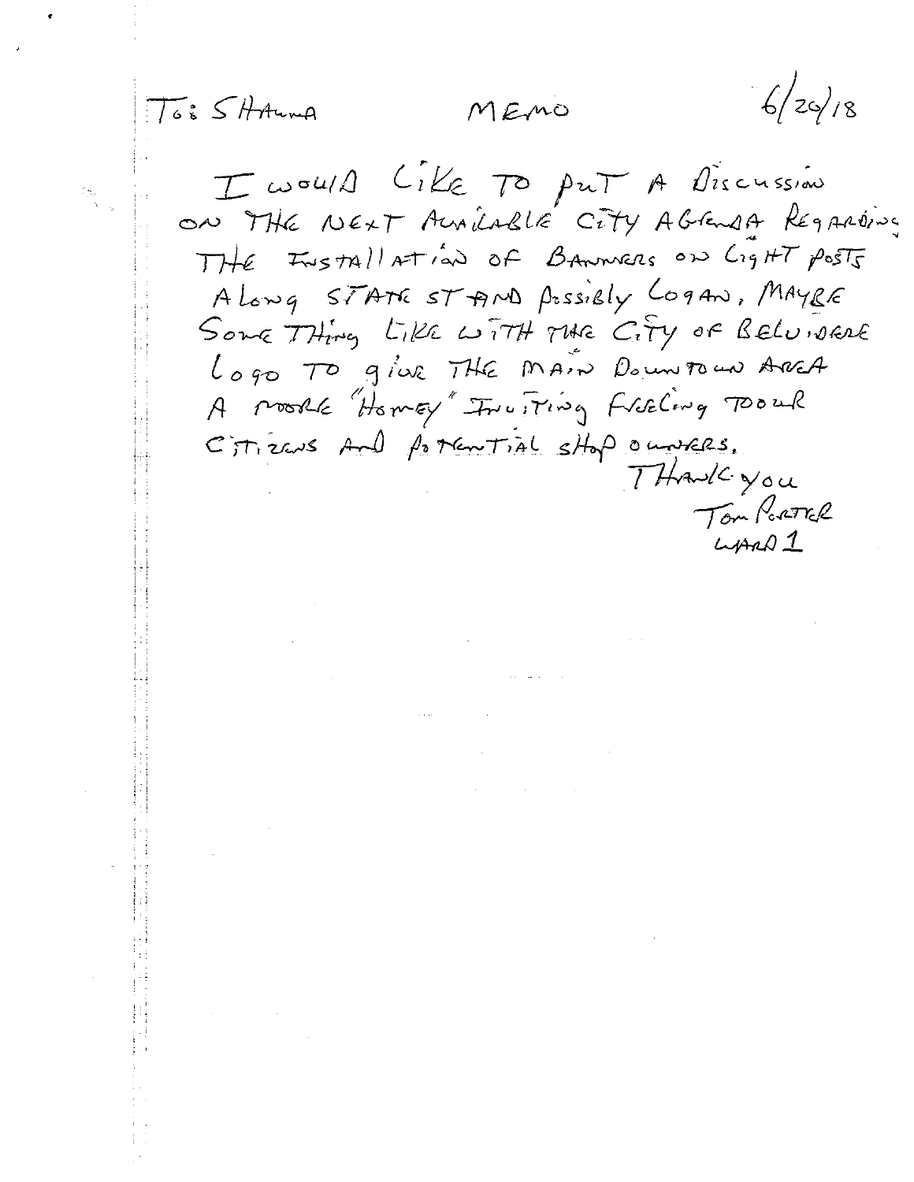To: Shauna MEMO 6/20/18

I would like to put a Discussion on the next available City Agenda regarding the installation of Banners on Light posts along State St and possibly Logan, maybe something like with the City of Belvidere logo to give the main Downtown Area a more "Homey" inviting feeling to our citizens and potential shop owners.

Thank you
Tom Porter
Ward 1